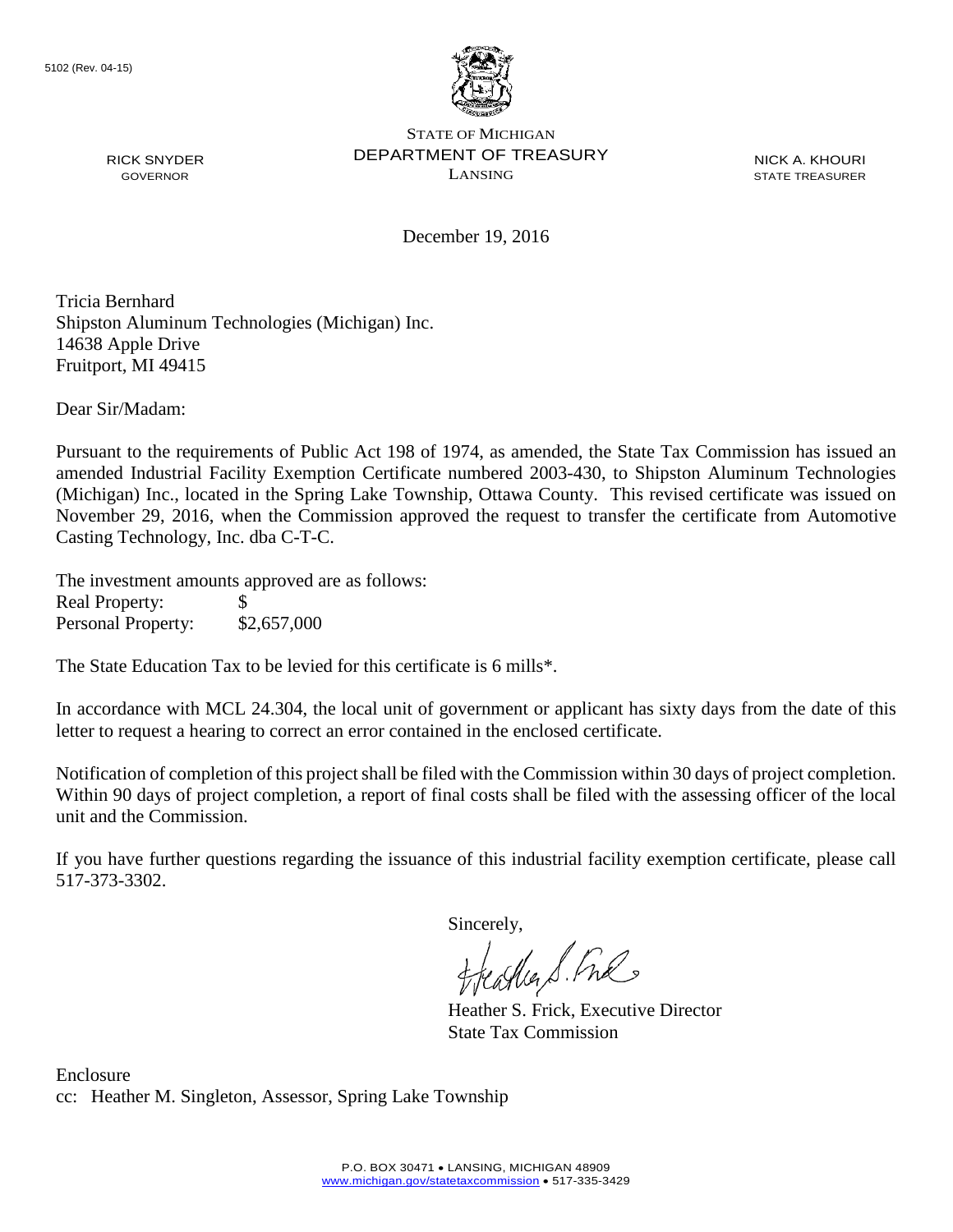5102 (Rev. 04-15)

STATE OF MICHIGAN
DEPARTMENT OF TREASURY
LANSING

RICK SNYDER
GOVERNOR

NICK A. KHOURI
STATE TREASURER

December 19, 2016

Tricia Bernhard
Shipston Aluminum Technologies (Michigan) Inc.
14638 Apple Drive
Fruitport, MI 49415

Dear Sir/Madam:

Pursuant to the requirements of Public Act 198 of 1974, as amended, the State Tax Commission has issued an amended Industrial Facility Exemption Certificate numbered 2003-430, to Shipston Aluminum Technologies (Michigan) Inc., located in the Spring Lake Township, Ottawa County. This revised certificate was issued on November 29, 2016, when the Commission approved the request to transfer the certificate from Automotive Casting Technology, Inc. dba C-T-C.

The investment amounts approved are as follows:

| | |
|---|---|
| Real Property: | $ |
| Personal Property: | $2,657,000 |

The State Education Tax to be levied for this certificate is 6 mills*.

In accordance with MCL 24.304, the local unit of government or applicant has sixty days from the date of this letter to request a hearing to correct an error contained in the enclosed certificate.

Notification of completion of this project shall be filed with the Commission within 30 days of project completion. Within 90 days of project completion, a report of final costs shall be filed with the assessing officer of the local unit and the Commission.

If you have further questions regarding the issuance of this industrial facility exemption certificate, please call 517-373-3302.

Sincerely,

Heather S. Frick, Executive Director
State Tax Commission

Enclosure
cc: Heather M. Singleton, Assessor, Spring Lake Township

P.O. BOX 30471 • LANSING, MICHIGAN 48909
www.michigan.gov/statetaxcommission • 517-335-3429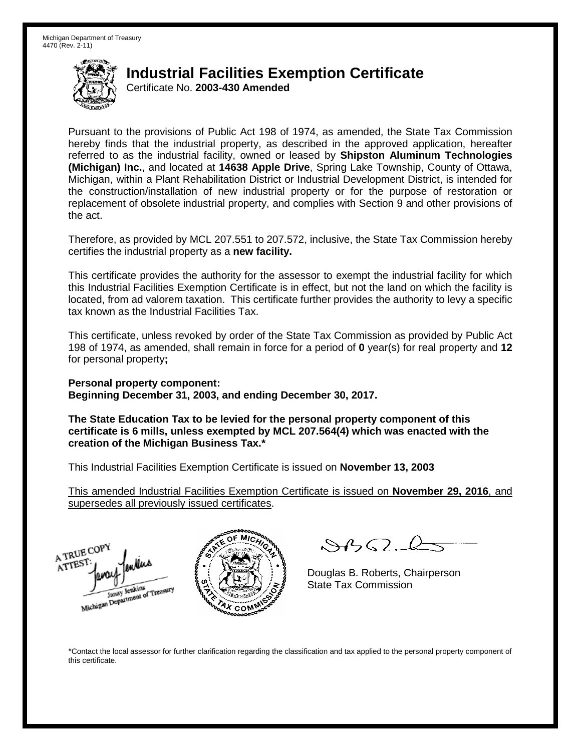Michigan Department of Treasury
4470 (Rev. 2-11)

# Industrial Facilities Exemption Certificate

Certificate No. **2003-430 Amended**

Pursuant to the provisions of Public Act 198 of 1974, as amended, the State Tax Commission hereby finds that the industrial property, as described in the approved application, hereafter referred to as the industrial facility, owned or leased by **Shipston Aluminum Technologies (Michigan) Inc.**, and located at **14638 Apple Drive**, Spring Lake Township, County of Ottawa, Michigan, within a Plant Rehabilitation District or Industrial Development District, is intended for the construction/installation of new industrial property or for the purpose of restoration or replacement of obsolete industrial property, and complies with Section 9 and other provisions of the act.

Therefore, as provided by MCL 207.551 to 207.572, inclusive, the State Tax Commission hereby certifies the industrial property as a **new facility.**

This certificate provides the authority for the assessor to exempt the industrial facility for which this Industrial Facilities Exemption Certificate is in effect, but not the land on which the facility is located, from ad valorem taxation. This certificate further provides the authority to levy a specific tax known as the Industrial Facilities Tax.

This certificate, unless revoked by order of the State Tax Commission as provided by Public Act 198 of 1974, as amended, shall remain in force for a period of **0** year(s) for real property and **12** for personal property**;**

**Personal property component:**
**Beginning December 31, 2003, and ending December 30, 2017.**

**The State Education Tax to be levied for the personal property component of this certificate is 6 mills, unless exempted by MCL 207.564(4) which was enacted with the creation of the Michigan Business Tax.***

This Industrial Facilities Exemption Certificate is issued on **November 13, 2003**

This amended Industrial Facilities Exemption Certificate is issued on **November 29, 2016**, and supersedes all previously issued certificates.

A TRUE COPY
ATTEST:
Janay Jenkins
Michigan Department of Treasury

Douglas B. Roberts, Chairperson
State Tax Commission

*Contact the local assessor for further clarification regarding the classification and tax applied to the personal property component of this certificate.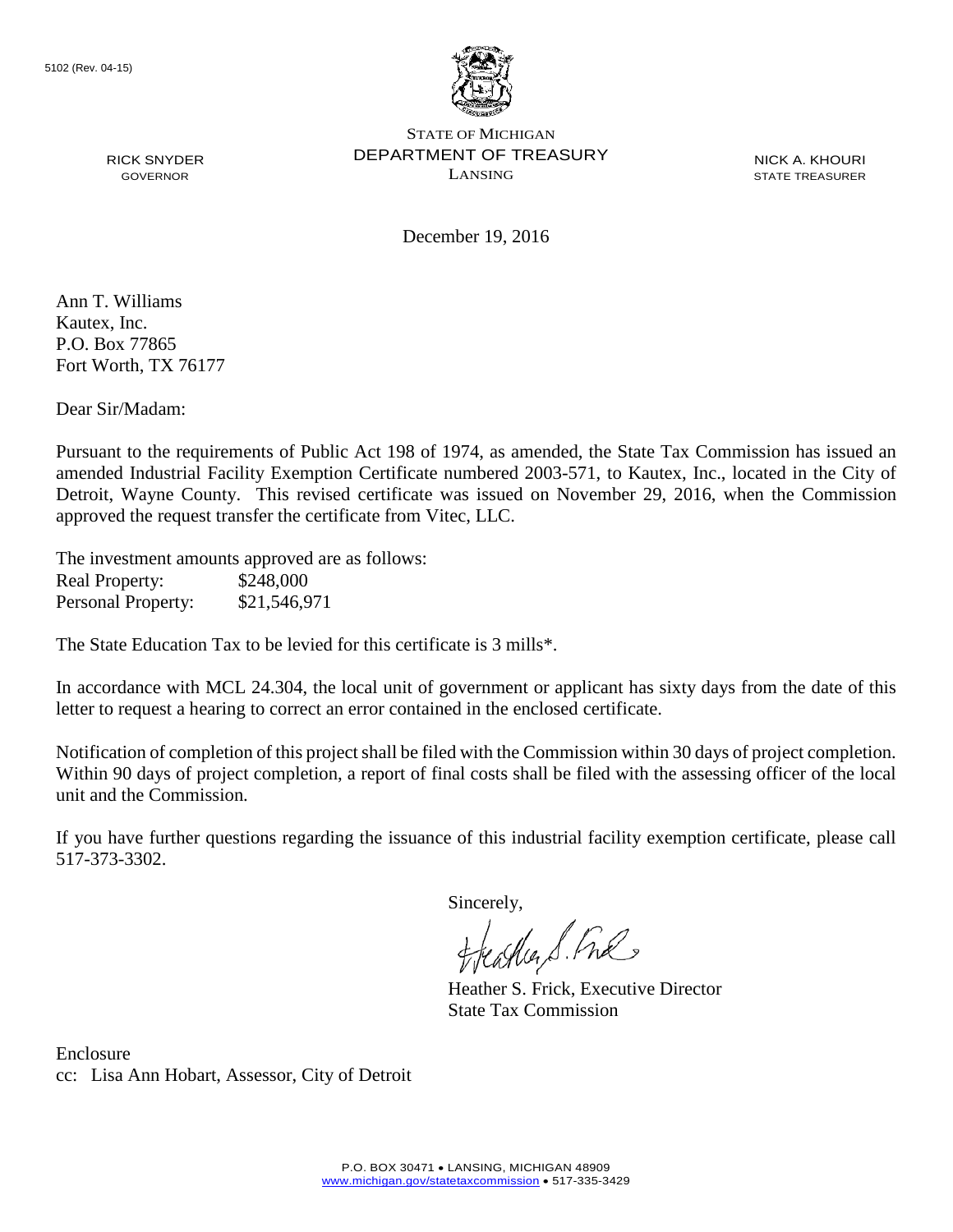5102 (Rev. 04-15)

STATE OF MICHIGAN
DEPARTMENT OF TREASURY
LANSING

RICK SNYDER
GOVERNOR

NICK A. KHOURI
STATE TREASURER

December 19, 2016

Ann T. Williams
Kautex, Inc.
P.O. Box 77865
Fort Worth, TX 76177

Dear Sir/Madam:

Pursuant to the requirements of Public Act 198 of 1974, as amended, the State Tax Commission has issued an amended Industrial Facility Exemption Certificate numbered 2003-571, to Kautex, Inc., located in the City of Detroit, Wayne County. This revised certificate was issued on November 29, 2016, when the Commission approved the request transfer the certificate from Vitec, LLC.

The investment amounts approved are as follows:

| | |
|---|---|
| Real Property: | $248,000 |
| Personal Property: | $21,546,971 |

The State Education Tax to be levied for this certificate is 3 mills*.

In accordance with MCL 24.304, the local unit of government or applicant has sixty days from the date of this letter to request a hearing to correct an error contained in the enclosed certificate.

Notification of completion of this project shall be filed with the Commission within 30 days of project completion. Within 90 days of project completion, a report of final costs shall be filed with the assessing officer of the local unit and the Commission.

If you have further questions regarding the issuance of this industrial facility exemption certificate, please call 517-373-3302.

Sincerely,

Heather S. Frick, Executive Director
State Tax Commission

Enclosure
cc: Lisa Ann Hobart, Assessor, City of Detroit

P.O. BOX 30471 • LANSING, MICHIGAN 48909
www.michigan.gov/statetaxcommission • 517-335-3429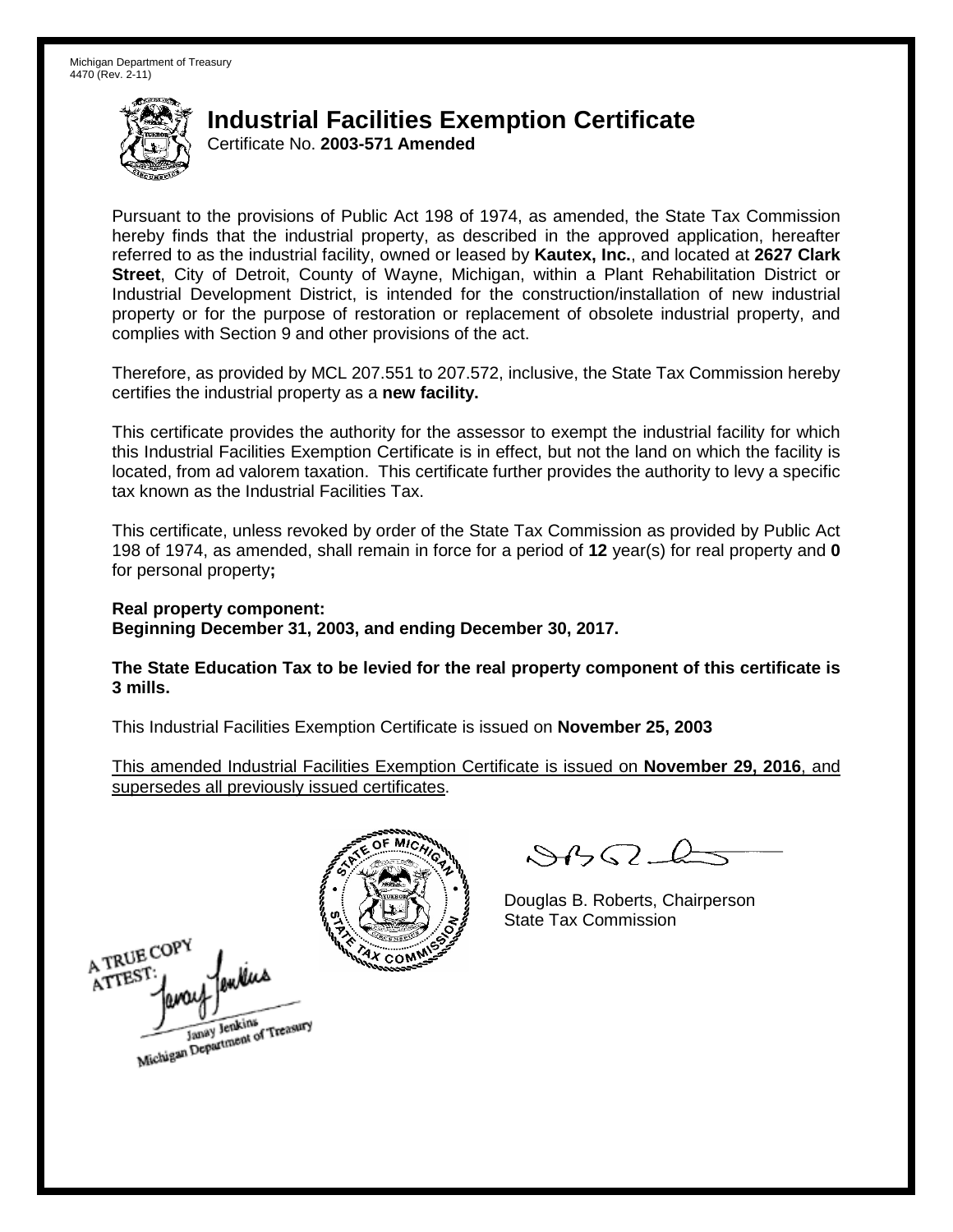Michigan Department of Treasury
4470 (Rev. 2-11)

# Industrial Facilities Exemption Certificate

Certificate No. **2003-571 Amended**

Pursuant to the provisions of Public Act 198 of 1974, as amended, the State Tax Commission hereby finds that the industrial property, as described in the approved application, hereafter referred to as the industrial facility, owned or leased by **Kautex, Inc.**, and located at **2627 Clark Street**, City of Detroit, County of Wayne, Michigan, within a Plant Rehabilitation District or Industrial Development District, is intended for the construction/installation of new industrial property or for the purpose of restoration or replacement of obsolete industrial property, and complies with Section 9 and other provisions of the act.

Therefore, as provided by MCL 207.551 to 207.572, inclusive, the State Tax Commission hereby certifies the industrial property as a **new facility.**

This certificate provides the authority for the assessor to exempt the industrial facility for which this Industrial Facilities Exemption Certificate is in effect, but not the land on which the facility is located, from ad valorem taxation. This certificate further provides the authority to levy a specific tax known as the Industrial Facilities Tax.

This certificate, unless revoked by order of the State Tax Commission as provided by Public Act 198 of 1974, as amended, shall remain in force for a period of **12** year(s) for real property and **0** for personal property**;**

**Real property component:**
**Beginning December 31, 2003, and ending December 30, 2017.**

**The State Education Tax to be levied for the real property component of this certificate is 3 mills.**

This Industrial Facilities Exemption Certificate is issued on **November 25, 2003**

This amended Industrial Facilities Exemption Certificate is issued on **November 29, 2016**, and supersedes all previously issued certificates.

Douglas B. Roberts, Chairperson
State Tax Commission

A TRUE COPY
ATTEST:
Janay Jenkins
Michigan Department of Treasury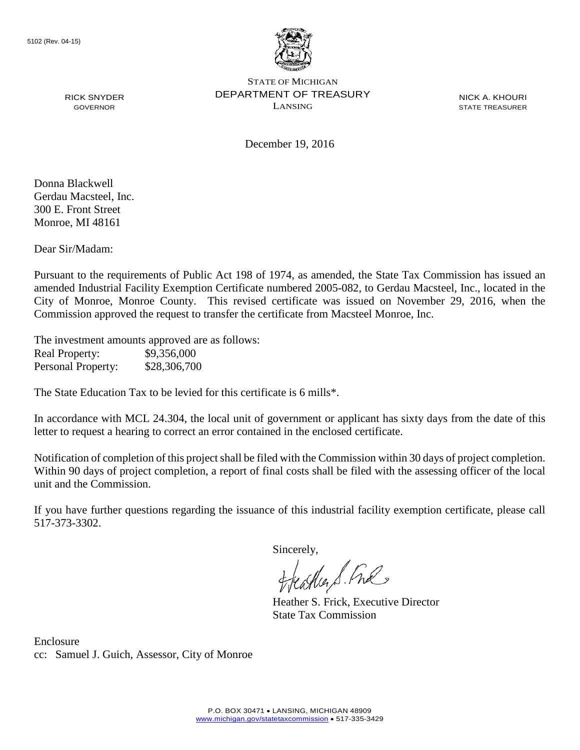5102 (Rev. 04-15)

STATE OF MICHIGAN
DEPARTMENT OF TREASURY
LANSING

RICK SNYDER
GOVERNOR

NICK A. KHOURI
STATE TREASURER

December 19, 2016

Donna Blackwell
Gerdau Macsteel, Inc.
300 E. Front Street
Monroe, MI 48161

Dear Sir/Madam:

Pursuant to the requirements of Public Act 198 of 1974, as amended, the State Tax Commission has issued an amended Industrial Facility Exemption Certificate numbered 2005-082, to Gerdau Macsteel, Inc., located in the City of Monroe, Monroe County. This revised certificate was issued on November 29, 2016, when the Commission approved the request to transfer the certificate from Macsteel Monroe, Inc.

The investment amounts approved are as follows:

| | |
|---|---|
| Real Property: | $9,356,000 |
| Personal Property: | $28,306,700 |

The State Education Tax to be levied for this certificate is 6 mills*.

In accordance with MCL 24.304, the local unit of government or applicant has sixty days from the date of this letter to request a hearing to correct an error contained in the enclosed certificate.

Notification of completion of this project shall be filed with the Commission within 30 days of project completion. Within 90 days of project completion, a report of final costs shall be filed with the assessing officer of the local unit and the Commission.

If you have further questions regarding the issuance of this industrial facility exemption certificate, please call 517-373-3302.

Sincerely,

Heather S. Frick, Executive Director
State Tax Commission

Enclosure
cc: Samuel J. Guich, Assessor, City of Monroe

P.O. BOX 30471 • LANSING, MICHIGAN 48909
www.michigan.gov/statetaxcommission • 517-335-3429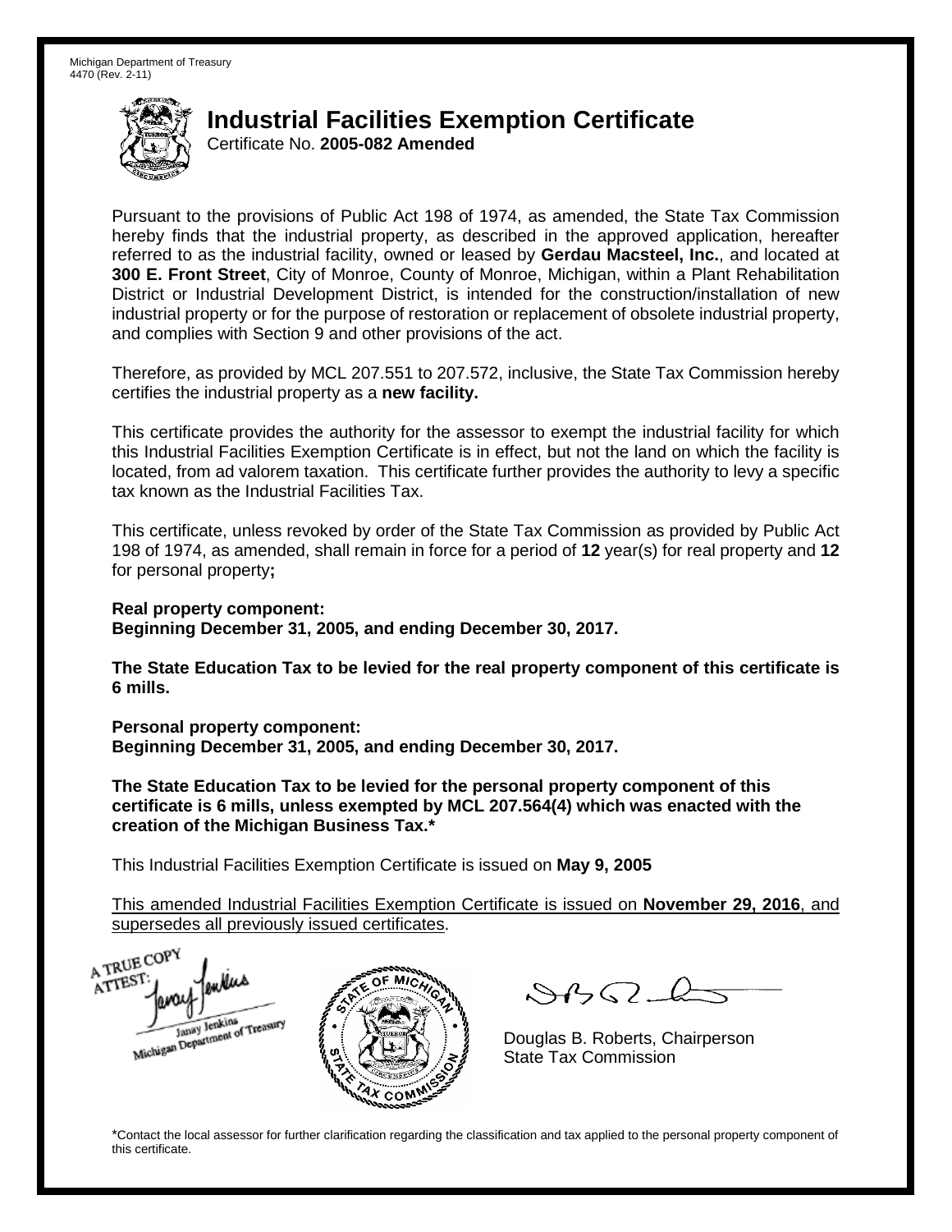Michigan Department of Treasury
4470 (Rev. 2-11)

# Industrial Facilities Exemption Certificate

Certificate No. **2005-082 Amended**

Pursuant to the provisions of Public Act 198 of 1974, as amended, the State Tax Commission hereby finds that the industrial property, as described in the approved application, hereafter referred to as the industrial facility, owned or leased by **Gerdau Macsteel, Inc.**, and located at **300 E. Front Street**, City of Monroe, County of Monroe, Michigan, within a Plant Rehabilitation District or Industrial Development District, is intended for the construction/installation of new industrial property or for the purpose of restoration or replacement of obsolete industrial property, and complies with Section 9 and other provisions of the act.

Therefore, as provided by MCL 207.551 to 207.572, inclusive, the State Tax Commission hereby certifies the industrial property as a **new facility.**

This certificate provides the authority for the assessor to exempt the industrial facility for which this Industrial Facilities Exemption Certificate is in effect, but not the land on which the facility is located, from ad valorem taxation. This certificate further provides the authority to levy a specific tax known as the Industrial Facilities Tax.

This certificate, unless revoked by order of the State Tax Commission as provided by Public Act 198 of 1974, as amended, shall remain in force for a period of **12** year(s) for real property and **12** for personal property**;**

**Real property component:**
**Beginning December 31, 2005, and ending December 30, 2017.**

**The State Education Tax to be levied for the real property component of this certificate is 6 mills.**

**Personal property component:**
**Beginning December 31, 2005, and ending December 30, 2017.**

**The State Education Tax to be levied for the personal property component of this certificate is 6 mills, unless exempted by MCL 207.564(4) which was enacted with the creation of the Michigan Business Tax.***

This Industrial Facilities Exemption Certificate is issued on **May 9, 2005**

This amended Industrial Facilities Exemption Certificate is issued on **November 29, 2016**, and supersedes all previously issued certificates.

A TRUE COPY
ATTEST:
Janay Jenkins
Michigan Department of Treasury

Douglas B. Roberts, Chairperson
State Tax Commission

*Contact the local assessor for further clarification regarding the classification and tax applied to the personal property component of this certificate.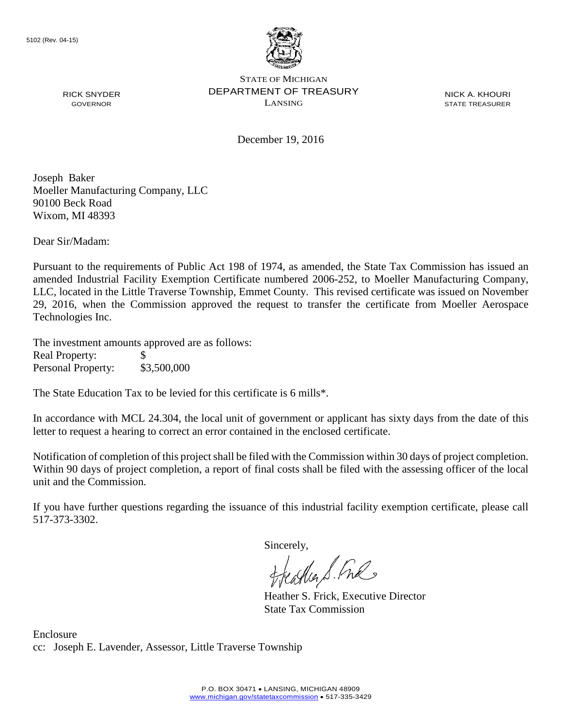5102 (Rev. 04-15)

STATE OF MICHIGAN
DEPARTMENT OF TREASURY
LANSING

RICK SNYDER
GOVERNOR

NICK A. KHOURI
STATE TREASURER

December 19, 2016

Joseph Baker
Moeller Manufacturing Company, LLC
90100 Beck Road
Wixom, MI 48393

Dear Sir/Madam:

Pursuant to the requirements of Public Act 198 of 1974, as amended, the State Tax Commission has issued an amended Industrial Facility Exemption Certificate numbered 2006-252, to Moeller Manufacturing Company, LLC, located in the Little Traverse Township, Emmet County. This revised certificate was issued on November 29, 2016, when the Commission approved the request to transfer the certificate from Moeller Aerospace Technologies Inc.

The investment amounts approved are as follows:

| | |
|---|---|
| Real Property: | $ |
| Personal Property: | $3,500,000 |

The State Education Tax to be levied for this certificate is 6 mills*.

In accordance with MCL 24.304, the local unit of government or applicant has sixty days from the date of this letter to request a hearing to correct an error contained in the enclosed certificate.

Notification of completion of this project shall be filed with the Commission within 30 days of project completion. Within 90 days of project completion, a report of final costs shall be filed with the assessing officer of the local unit and the Commission.

If you have further questions regarding the issuance of this industrial facility exemption certificate, please call 517-373-3302.

Sincerely,

Heather S. Frick, Executive Director
State Tax Commission

Enclosure
cc: Joseph E. Lavender, Assessor, Little Traverse Township

P.O. BOX 30471 • LANSING, MICHIGAN 48909
www.michigan.gov/statetaxcommission • 517-335-3429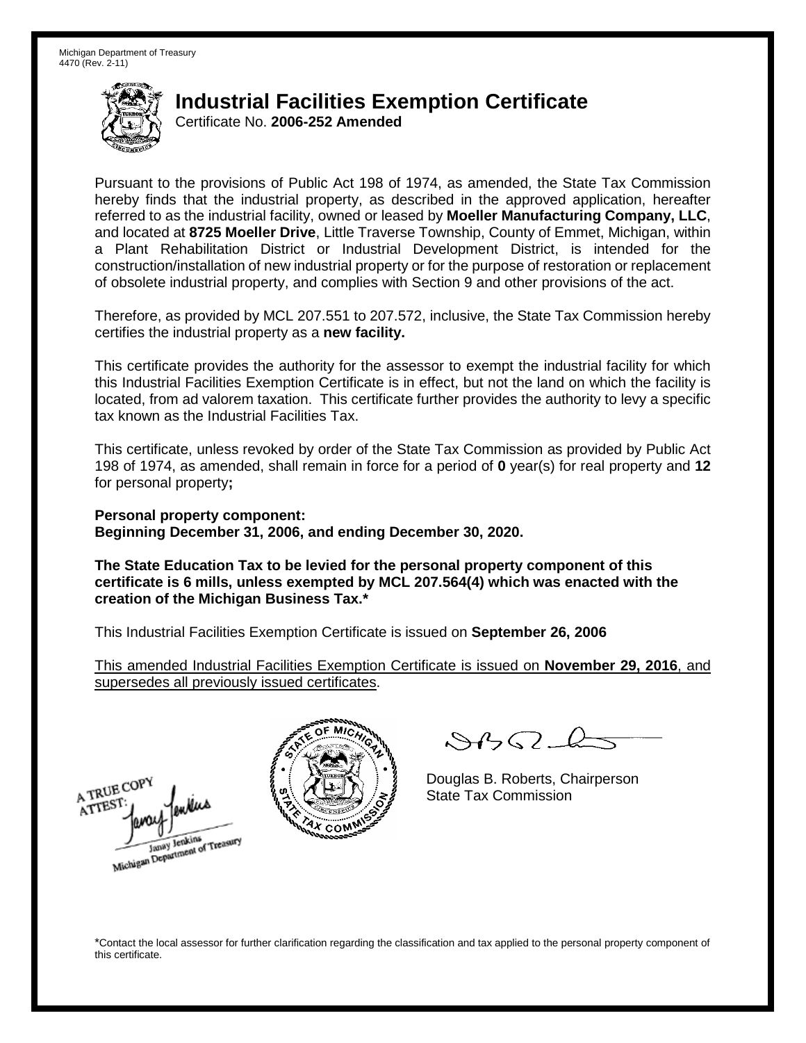Michigan Department of Treasury
4470 (Rev. 2-11)

# Industrial Facilities Exemption Certificate

Certificate No. **2006-252 Amended**

Pursuant to the provisions of Public Act 198 of 1974, as amended, the State Tax Commission hereby finds that the industrial property, as described in the approved application, hereafter referred to as the industrial facility, owned or leased by **Moeller Manufacturing Company, LLC**, and located at **8725 Moeller Drive**, Little Traverse Township, County of Emmet, Michigan, within a Plant Rehabilitation District or Industrial Development District, is intended for the construction/installation of new industrial property or for the purpose of restoration or replacement of obsolete industrial property, and complies with Section 9 and other provisions of the act.

Therefore, as provided by MCL 207.551 to 207.572, inclusive, the State Tax Commission hereby certifies the industrial property as a **new facility.**

This certificate provides the authority for the assessor to exempt the industrial facility for which this Industrial Facilities Exemption Certificate is in effect, but not the land on which the facility is located, from ad valorem taxation. This certificate further provides the authority to levy a specific tax known as the Industrial Facilities Tax.

This certificate, unless revoked by order of the State Tax Commission as provided by Public Act 198 of 1974, as amended, shall remain in force for a period of **0** year(s) for real property and **12** for personal property**;**

**Personal property component:**
**Beginning December 31, 2006, and ending December 30, 2020.**

**The State Education Tax to be levied for the personal property component of this certificate is 6 mills, unless exempted by MCL 207.564(4) which was enacted with the creation of the Michigan Business Tax.***

This Industrial Facilities Exemption Certificate is issued on **September 26, 2006**

This amended Industrial Facilities Exemption Certificate is issued on **November 29, 2016**, and supersedes all previously issued certificates.

A TRUE COPY
ATTEST:
Janay Jenkins
Michigan Department of Treasury

Douglas B. Roberts, Chairperson
State Tax Commission

*Contact the local assessor for further clarification regarding the classification and tax applied to the personal property component of this certificate.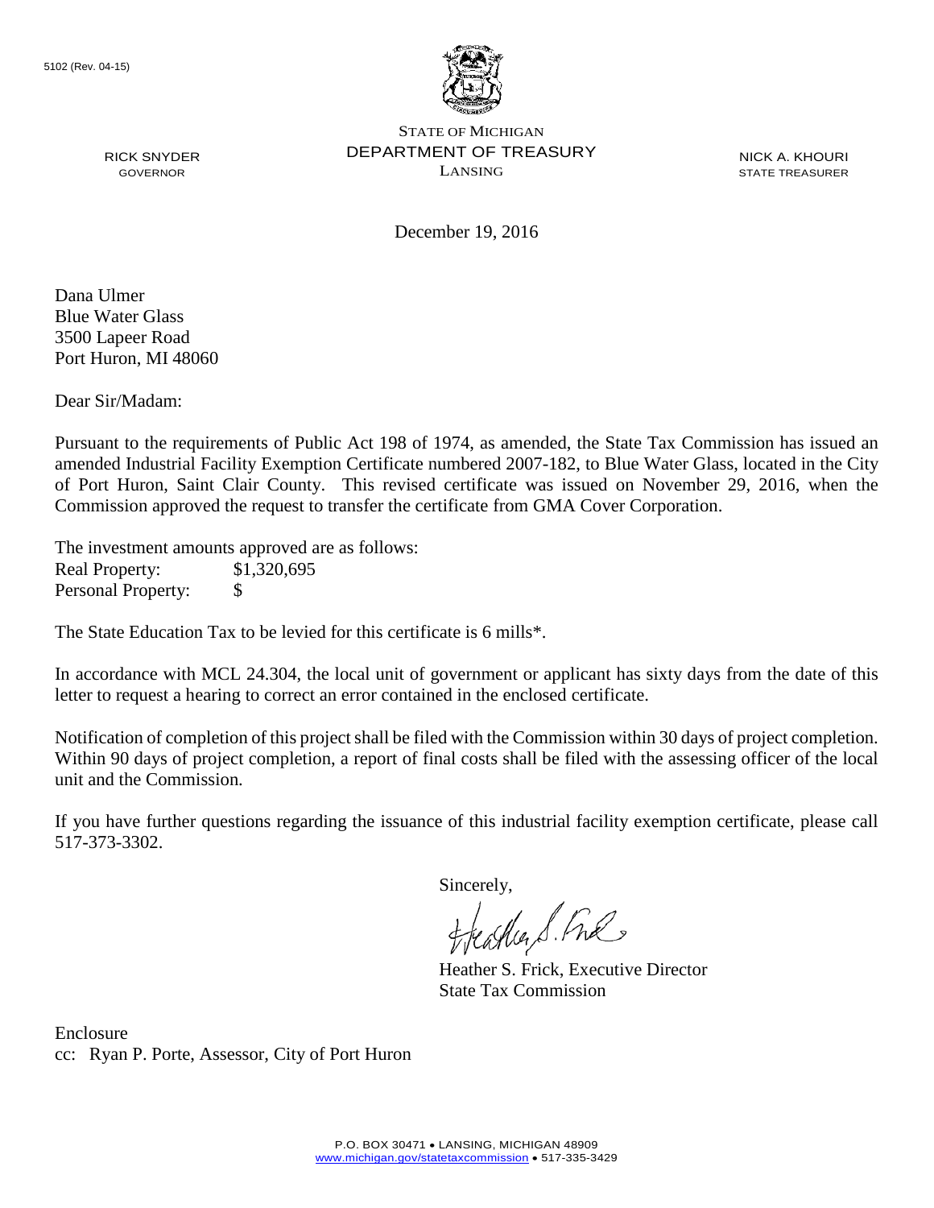5102 (Rev. 04-15)

RICK SNYDER
GOVERNOR

STATE OF MICHIGAN
DEPARTMENT OF TREASURY
LANSING

NICK A. KHOURI
STATE TREASURER

December 19, 2016

Dana Ulmer
Blue Water Glass
3500 Lapeer Road
Port Huron, MI 48060

Dear Sir/Madam:

Pursuant to the requirements of Public Act 198 of 1974, as amended, the State Tax Commission has issued an amended Industrial Facility Exemption Certificate numbered 2007-182, to Blue Water Glass, located in the City of Port Huron, Saint Clair County. This revised certificate was issued on November 29, 2016, when the Commission approved the request to transfer the certificate from GMA Cover Corporation.

The investment amounts approved are as follows:

| | |
|---|---|
| Real Property: | $1,320,695 |
| Personal Property: | $ |

The State Education Tax to be levied for this certificate is 6 mills*.

In accordance with MCL 24.304, the local unit of government or applicant has sixty days from the date of this letter to request a hearing to correct an error contained in the enclosed certificate.

Notification of completion of this project shall be filed with the Commission within 30 days of project completion. Within 90 days of project completion, a report of final costs shall be filed with the assessing officer of the local unit and the Commission.

If you have further questions regarding the issuance of this industrial facility exemption certificate, please call 517-373-3302.

Sincerely,

Heather S. Frick, Executive Director
State Tax Commission

Enclosure
cc: Ryan P. Porte, Assessor, City of Port Huron

P.O. BOX 30471 • LANSING, MICHIGAN 48909
www.michigan.gov/statetaxcommission • 517-335-3429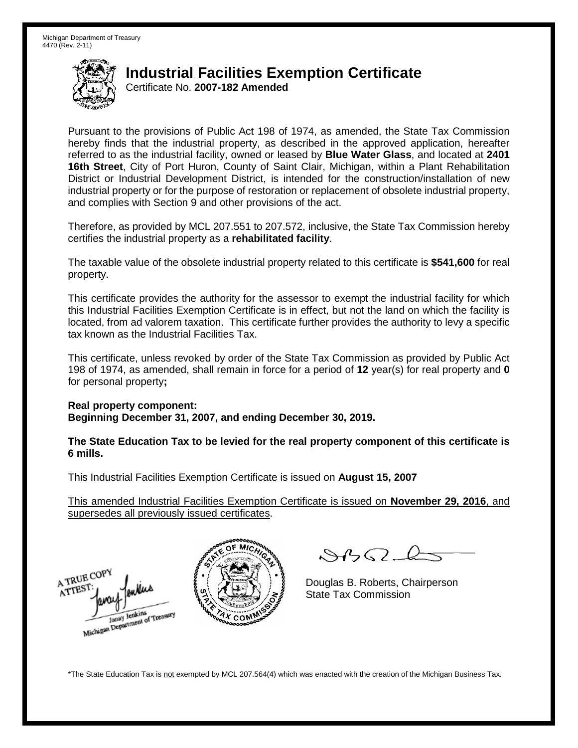Michigan Department of Treasury
4470 (Rev. 2-11)

# Industrial Facilities Exemption Certificate

Certificate No. **2007-182 Amended**

Pursuant to the provisions of Public Act 198 of 1974, as amended, the State Tax Commission hereby finds that the industrial property, as described in the approved application, hereafter referred to as the industrial facility, owned or leased by **Blue Water Glass**, and located at **2401 16th Street**, City of Port Huron, County of Saint Clair, Michigan, within a Plant Rehabilitation District or Industrial Development District, is intended for the construction/installation of new industrial property or for the purpose of restoration or replacement of obsolete industrial property, and complies with Section 9 and other provisions of the act.

Therefore, as provided by MCL 207.551 to 207.572, inclusive, the State Tax Commission hereby certifies the industrial property as a **rehabilitated facility**.

The taxable value of the obsolete industrial property related to this certificate is **$541,600** for real property.

This certificate provides the authority for the assessor to exempt the industrial facility for which this Industrial Facilities Exemption Certificate is in effect, but not the land on which the facility is located, from ad valorem taxation. This certificate further provides the authority to levy a specific tax known as the Industrial Facilities Tax.

This certificate, unless revoked by order of the State Tax Commission as provided by Public Act 198 of 1974, as amended, shall remain in force for a period of **12** year(s) for real property and **0** for personal property**;**

**Real property component:**
**Beginning December 31, 2007, and ending December 30, 2019.**

**The State Education Tax to be levied for the real property component of this certificate is 6 mills.**

This Industrial Facilities Exemption Certificate is issued on **August 15, 2007**

This amended Industrial Facilities Exemption Certificate is issued on **November 29, 2016**, and supersedes all previously issued certificates.

A TRUE COPY
ATTEST:
Janay Jenkins
Michigan Department of Treasury

Douglas B. Roberts, Chairperson
State Tax Commission

*The State Education Tax is not exempted by MCL 207.564(4) which was enacted with the creation of the Michigan Business Tax.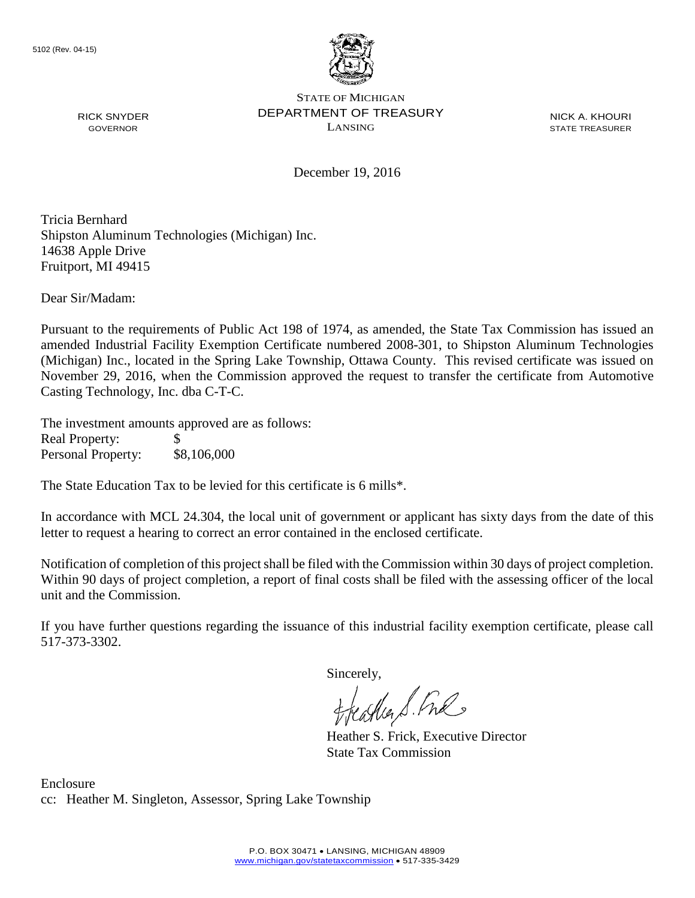5102 (Rev. 04-15)

STATE OF MICHIGAN
DEPARTMENT OF TREASURY
LANSING

RICK SNYDER
GOVERNOR

NICK A. KHOURI
STATE TREASURER

December 19, 2016

Tricia Bernhard
Shipston Aluminum Technologies (Michigan) Inc.
14638 Apple Drive
Fruitport, MI 49415

Dear Sir/Madam:

Pursuant to the requirements of Public Act 198 of 1974, as amended, the State Tax Commission has issued an amended Industrial Facility Exemption Certificate numbered 2008-301, to Shipston Aluminum Technologies (Michigan) Inc., located in the Spring Lake Township, Ottawa County. This revised certificate was issued on November 29, 2016, when the Commission approved the request to transfer the certificate from Automotive Casting Technology, Inc. dba C-T-C.

The investment amounts approved are as follows:

| | |
|---|---|
| Real Property: | $ |
| Personal Property: | $8,106,000 |

The State Education Tax to be levied for this certificate is 6 mills*.

In accordance with MCL 24.304, the local unit of government or applicant has sixty days from the date of this letter to request a hearing to correct an error contained in the enclosed certificate.

Notification of completion of this project shall be filed with the Commission within 30 days of project completion. Within 90 days of project completion, a report of final costs shall be filed with the assessing officer of the local unit and the Commission.

If you have further questions regarding the issuance of this industrial facility exemption certificate, please call 517-373-3302.

Sincerely,

Heather S. Frick, Executive Director
State Tax Commission

Enclosure
cc: Heather M. Singleton, Assessor, Spring Lake Township

P.O. BOX 30471 • LANSING, MICHIGAN 48909
www.michigan.gov/statetaxcommission • 517-335-3429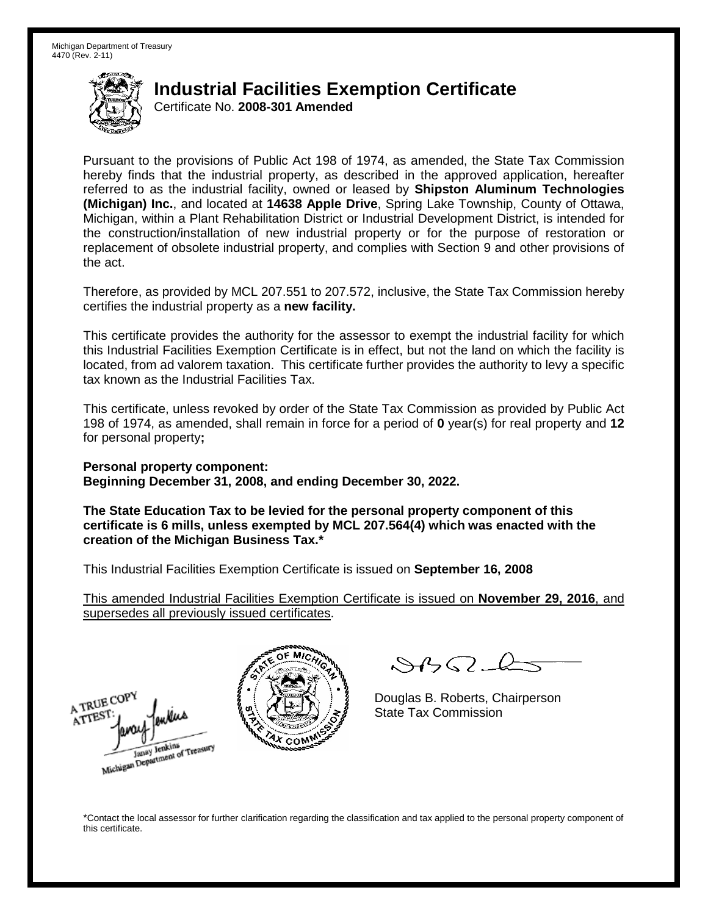Michigan Department of Treasury
4470 (Rev. 2-11)

# Industrial Facilities Exemption Certificate

Certificate No. **2008-301 Amended**

Pursuant to the provisions of Public Act 198 of 1974, as amended, the State Tax Commission hereby finds that the industrial property, as described in the approved application, hereafter referred to as the industrial facility, owned or leased by **Shipston Aluminum Technologies (Michigan) Inc.**, and located at **14638 Apple Drive**, Spring Lake Township, County of Ottawa, Michigan, within a Plant Rehabilitation District or Industrial Development District, is intended for the construction/installation of new industrial property or for the purpose of restoration or replacement of obsolete industrial property, and complies with Section 9 and other provisions of the act.

Therefore, as provided by MCL 207.551 to 207.572, inclusive, the State Tax Commission hereby certifies the industrial property as a **new facility.**

This certificate provides the authority for the assessor to exempt the industrial facility for which this Industrial Facilities Exemption Certificate is in effect, but not the land on which the facility is located, from ad valorem taxation. This certificate further provides the authority to levy a specific tax known as the Industrial Facilities Tax.

This certificate, unless revoked by order of the State Tax Commission as provided by Public Act 198 of 1974, as amended, shall remain in force for a period of **0** year(s) for real property and **12** for personal property**;**

**Personal property component:**
**Beginning December 31, 2008, and ending December 30, 2022.**

**The State Education Tax to be levied for the personal property component of this certificate is 6 mills, unless exempted by MCL 207.564(4) which was enacted with the creation of the Michigan Business Tax.***

This Industrial Facilities Exemption Certificate is issued on **September 16, 2008**

This amended Industrial Facilities Exemption Certificate is issued on **November 29, 2016**, and supersedes all previously issued certificates.

A TRUE COPY
ATTEST:
Janay Jenkins
Michigan Department of Treasury

Douglas B. Roberts, Chairperson
State Tax Commission

*Contact the local assessor for further clarification regarding the classification and tax applied to the personal property component of this certificate.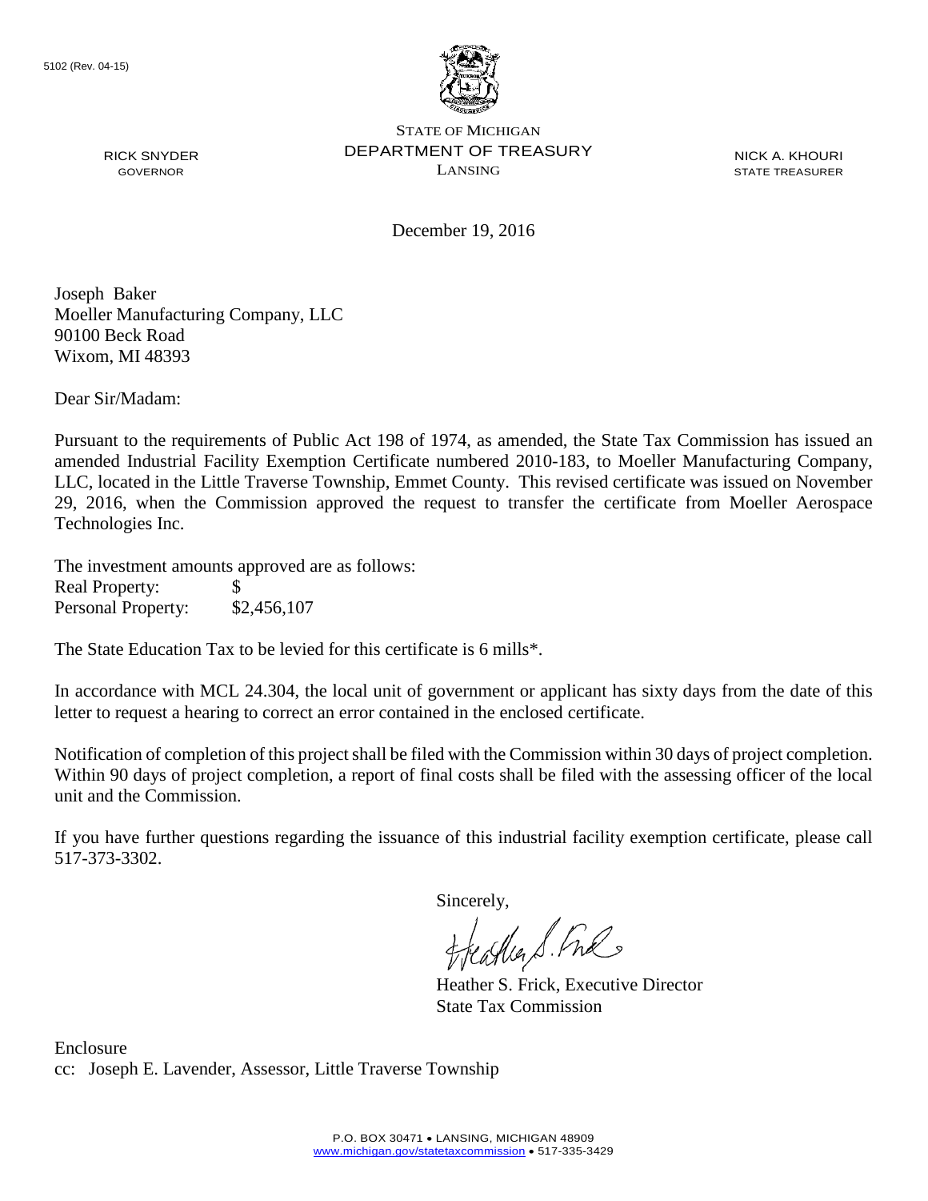5102 (Rev. 04-15)

STATE OF MICHIGAN
DEPARTMENT OF TREASURY
LANSING

RICK SNYDER
GOVERNOR

NICK A. KHOURI
STATE TREASURER

December 19, 2016

Joseph Baker
Moeller Manufacturing Company, LLC
90100 Beck Road
Wixom, MI 48393

Dear Sir/Madam:

Pursuant to the requirements of Public Act 198 of 1974, as amended, the State Tax Commission has issued an amended Industrial Facility Exemption Certificate numbered 2010-183, to Moeller Manufacturing Company, LLC, located in the Little Traverse Township, Emmet County. This revised certificate was issued on November 29, 2016, when the Commission approved the request to transfer the certificate from Moeller Aerospace Technologies Inc.

The investment amounts approved are as follows:

| | |
|---|---|
| Real Property: | $ |
| Personal Property: | $2,456,107 |

The State Education Tax to be levied for this certificate is 6 mills*.

In accordance with MCL 24.304, the local unit of government or applicant has sixty days from the date of this letter to request a hearing to correct an error contained in the enclosed certificate.

Notification of completion of this project shall be filed with the Commission within 30 days of project completion. Within 90 days of project completion, a report of final costs shall be filed with the assessing officer of the local unit and the Commission.

If you have further questions regarding the issuance of this industrial facility exemption certificate, please call 517-373-3302.

Sincerely,

Heather S. Frick, Executive Director
State Tax Commission

Enclosure
cc: Joseph E. Lavender, Assessor, Little Traverse Township

P.O. BOX 30471 • LANSING, MICHIGAN 48909
www.michigan.gov/statetaxcommission • 517-335-3429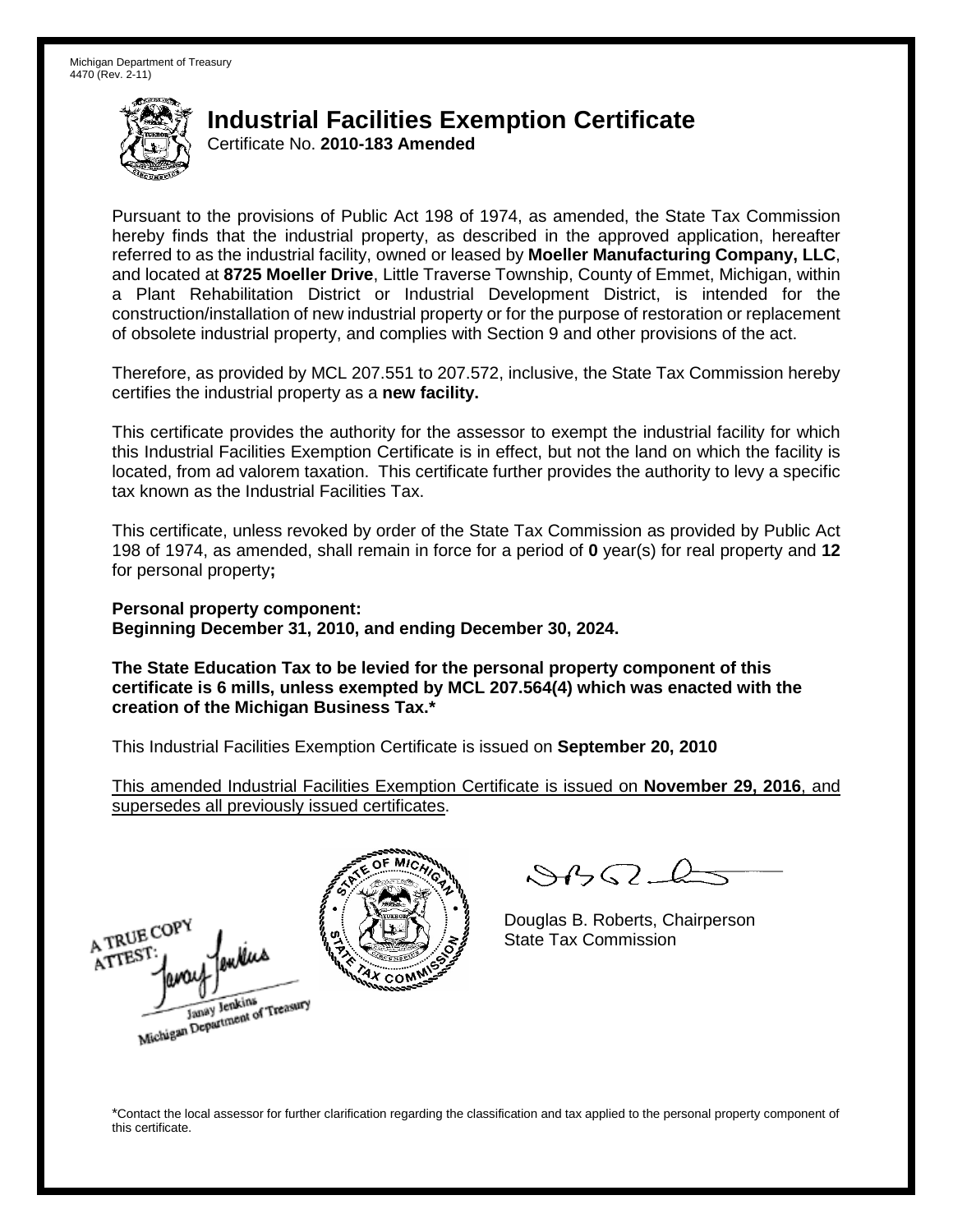Michigan Department of Treasury
4470 (Rev. 2-11)

# Industrial Facilities Exemption Certificate

Certificate No. **2010-183 Amended**

Pursuant to the provisions of Public Act 198 of 1974, as amended, the State Tax Commission hereby finds that the industrial property, as described in the approved application, hereafter referred to as the industrial facility, owned or leased by **Moeller Manufacturing Company, LLC**, and located at **8725 Moeller Drive**, Little Traverse Township, County of Emmet, Michigan, within a Plant Rehabilitation District or Industrial Development District, is intended for the construction/installation of new industrial property or for the purpose of restoration or replacement of obsolete industrial property, and complies with Section 9 and other provisions of the act.

Therefore, as provided by MCL 207.551 to 207.572, inclusive, the State Tax Commission hereby certifies the industrial property as a **new facility.**

This certificate provides the authority for the assessor to exempt the industrial facility for which this Industrial Facilities Exemption Certificate is in effect, but not the land on which the facility is located, from ad valorem taxation. This certificate further provides the authority to levy a specific tax known as the Industrial Facilities Tax.

This certificate, unless revoked by order of the State Tax Commission as provided by Public Act 198 of 1974, as amended, shall remain in force for a period of **0** year(s) for real property and **12** for personal property**;**

**Personal property component:**
**Beginning December 31, 2010, and ending December 30, 2024.**

**The State Education Tax to be levied for the personal property component of this certificate is 6 mills, unless exempted by MCL 207.564(4) which was enacted with the creation of the Michigan Business Tax.***

This Industrial Facilities Exemption Certificate is issued on **September 20, 2010**

This amended Industrial Facilities Exemption Certificate is issued on **November 29, 2016**, and supersedes all previously issued certificates.

A TRUE COPY
ATTEST:
Janay Jenkins
Michigan Department of Treasury

Douglas B. Roberts, Chairperson
State Tax Commission

*Contact the local assessor for further clarification regarding the classification and tax applied to the personal property component of this certificate.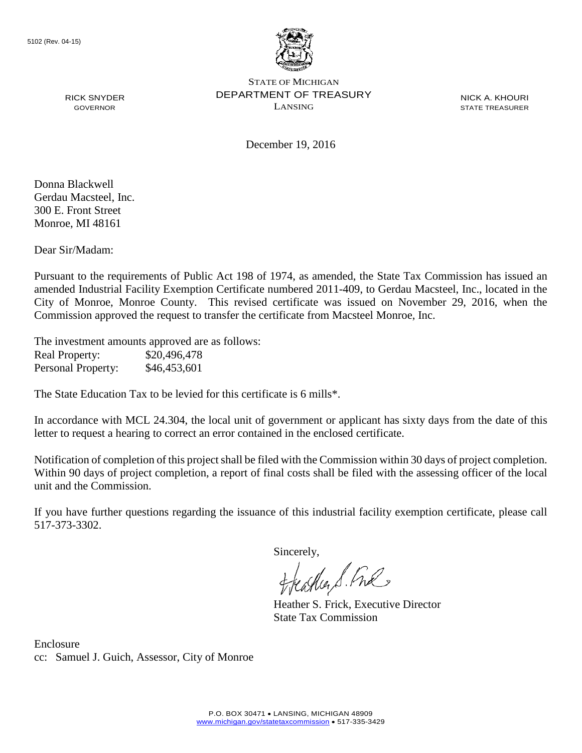5102 (Rev. 04-15)

STATE OF MICHIGAN
DEPARTMENT OF TREASURY
LANSING

RICK SNYDER
GOVERNOR

NICK A. KHOURI
STATE TREASURER

December 19, 2016

Donna Blackwell
Gerdau Macsteel, Inc.
300 E. Front Street
Monroe, MI 48161

Dear Sir/Madam:

Pursuant to the requirements of Public Act 198 of 1974, as amended, the State Tax Commission has issued an amended Industrial Facility Exemption Certificate numbered 2011-409, to Gerdau Macsteel, Inc., located in the City of Monroe, Monroe County. This revised certificate was issued on November 29, 2016, when the Commission approved the request to transfer the certificate from Macsteel Monroe, Inc.

The investment amounts approved are as follows:

| | |
|---|---|
| Real Property: | $20,496,478 |
| Personal Property: | $46,453,601 |

The State Education Tax to be levied for this certificate is 6 mills*.

In accordance with MCL 24.304, the local unit of government or applicant has sixty days from the date of this letter to request a hearing to correct an error contained in the enclosed certificate.

Notification of completion of this project shall be filed with the Commission within 30 days of project completion. Within 90 days of project completion, a report of final costs shall be filed with the assessing officer of the local unit and the Commission.

If you have further questions regarding the issuance of this industrial facility exemption certificate, please call 517-373-3302.

Sincerely,

Heather S. Frick, Executive Director
State Tax Commission

Enclosure
cc: Samuel J. Guich, Assessor, City of Monroe

P.O. BOX 30471 • LANSING, MICHIGAN 48909
www.michigan.gov/statetaxcommission • 517-335-3429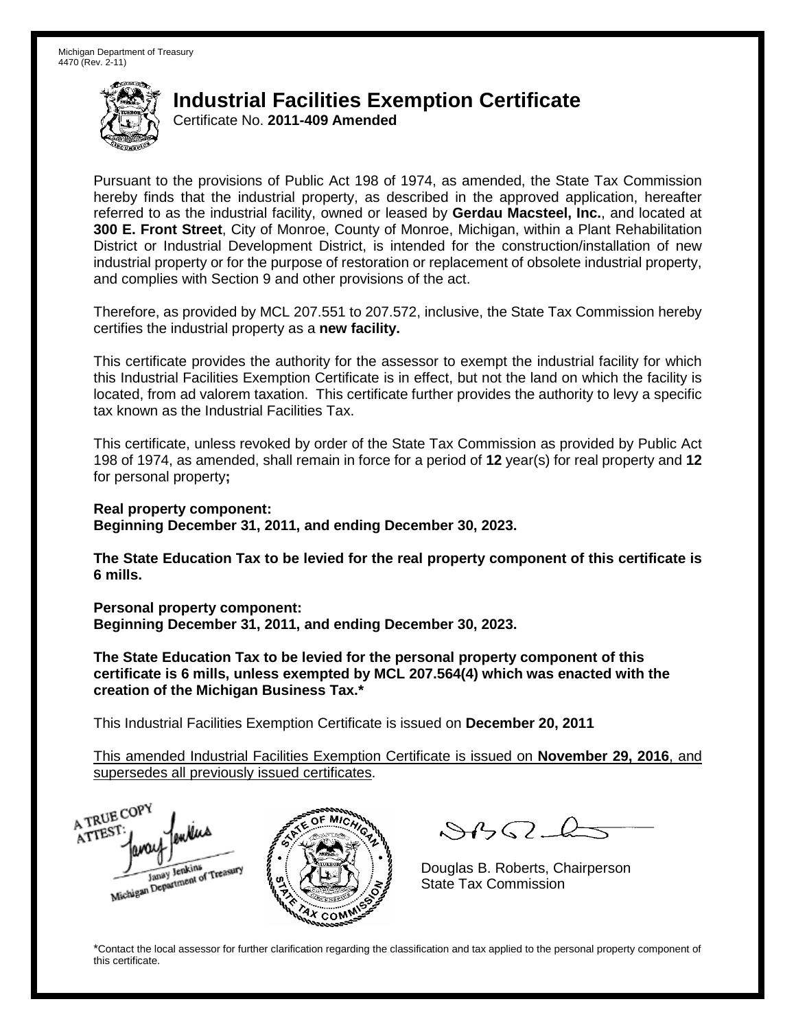Michigan Department of Treasury
4470 (Rev. 2-11)

# Industrial Facilities Exemption Certificate

Certificate No. **2011-409 Amended**

Pursuant to the provisions of Public Act 198 of 1974, as amended, the State Tax Commission hereby finds that the industrial property, as described in the approved application, hereafter referred to as the industrial facility, owned or leased by **Gerdau Macsteel, Inc.**, and located at **300 E. Front Street**, City of Monroe, County of Monroe, Michigan, within a Plant Rehabilitation District or Industrial Development District, is intended for the construction/installation of new industrial property or for the purpose of restoration or replacement of obsolete industrial property, and complies with Section 9 and other provisions of the act.

Therefore, as provided by MCL 207.551 to 207.572, inclusive, the State Tax Commission hereby certifies the industrial property as a **new facility.**

This certificate provides the authority for the assessor to exempt the industrial facility for which this Industrial Facilities Exemption Certificate is in effect, but not the land on which the facility is located, from ad valorem taxation. This certificate further provides the authority to levy a specific tax known as the Industrial Facilities Tax.

This certificate, unless revoked by order of the State Tax Commission as provided by Public Act 198 of 1974, as amended, shall remain in force for a period of **12** year(s) for real property and **12** for personal property**;**

**Real property component:**
**Beginning December 31, 2011, and ending December 30, 2023.**

**The State Education Tax to be levied for the real property component of this certificate is 6 mills.**

**Personal property component:**
**Beginning December 31, 2011, and ending December 30, 2023.**

**The State Education Tax to be levied for the personal property component of this certificate is 6 mills, unless exempted by MCL 207.564(4) which was enacted with the creation of the Michigan Business Tax.***

This Industrial Facilities Exemption Certificate is issued on **December 20, 2011**

This amended Industrial Facilities Exemption Certificate is issued on **November 29, 2016**, and supersedes all previously issued certificates.

A TRUE COPY
ATTEST:
Janay Jenkins
Michigan Department of Treasury

Douglas B. Roberts, Chairperson
State Tax Commission

*Contact the local assessor for further clarification regarding the classification and tax applied to the personal property component of this certificate.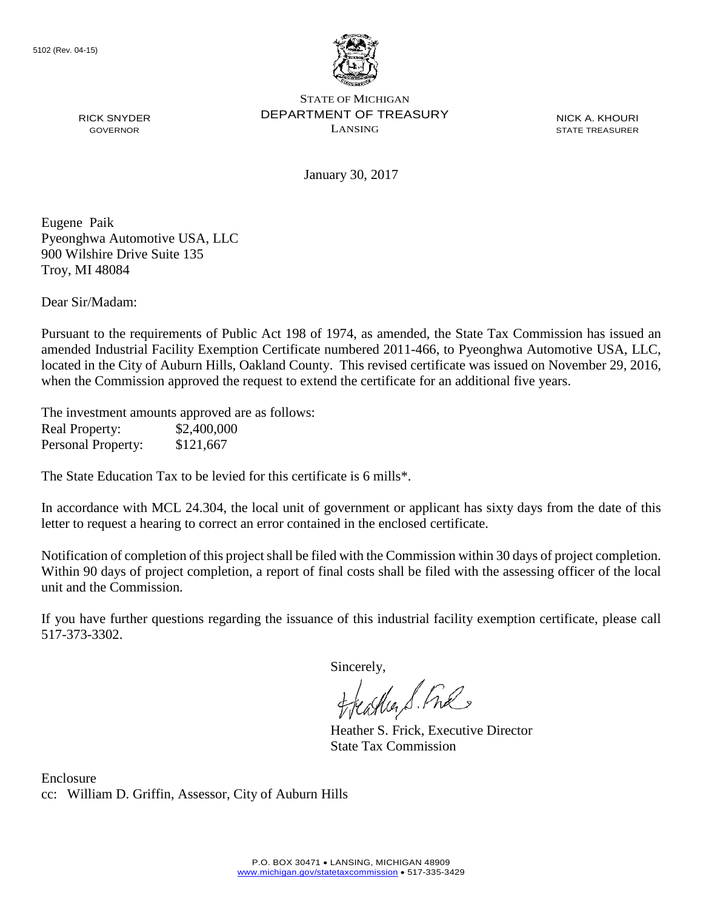5102 (Rev. 04-15)

STATE OF MICHIGAN
DEPARTMENT OF TREASURY
LANSING

RICK SNYDER
GOVERNOR

NICK A. KHOURI
STATE TREASURER

January 30, 2017

Eugene Paik
Pyeonghwa Automotive USA, LLC
900 Wilshire Drive Suite 135
Troy, MI 48084

Dear Sir/Madam:

Pursuant to the requirements of Public Act 198 of 1974, as amended, the State Tax Commission has issued an amended Industrial Facility Exemption Certificate numbered 2011-466, to Pyeonghwa Automotive USA, LLC, located in the City of Auburn Hills, Oakland County. This revised certificate was issued on November 29, 2016, when the Commission approved the request to extend the certificate for an additional five years.

The investment amounts approved are as follows:

| | |
|---|---|
| Real Property: | $2,400,000 |
| Personal Property: | $121,667 |

The State Education Tax to be levied for this certificate is 6 mills*.

In accordance with MCL 24.304, the local unit of government or applicant has sixty days from the date of this letter to request a hearing to correct an error contained in the enclosed certificate.

Notification of completion of this project shall be filed with the Commission within 30 days of project completion. Within 90 days of project completion, a report of final costs shall be filed with the assessing officer of the local unit and the Commission.

If you have further questions regarding the issuance of this industrial facility exemption certificate, please call 517-373-3302.

Sincerely,

Heather S. Frick, Executive Director
State Tax Commission

Enclosure
cc: William D. Griffin, Assessor, City of Auburn Hills

P.O. BOX 30471 • LANSING, MICHIGAN 48909
www.michigan.gov/statetaxcommission • 517-335-3429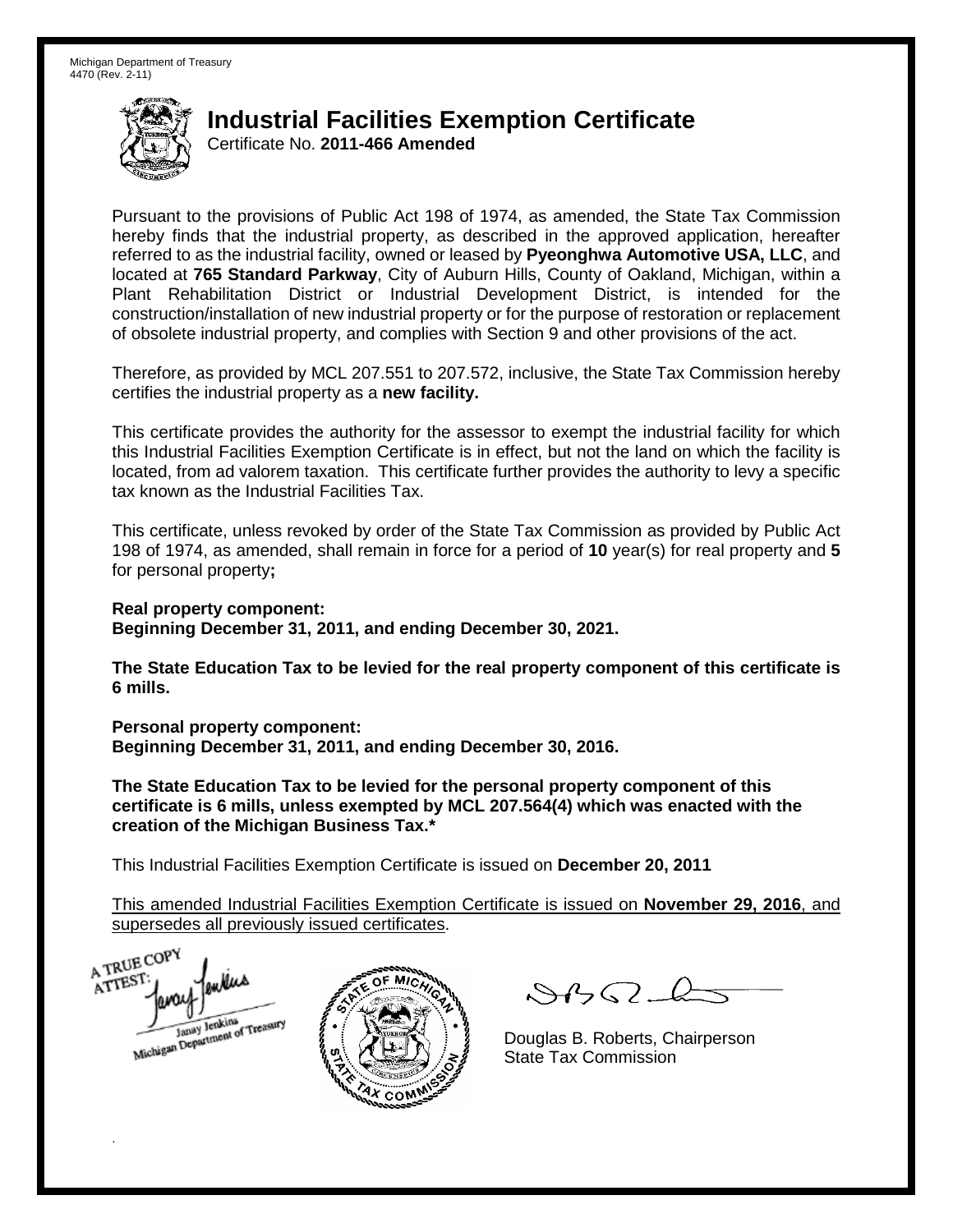Michigan Department of Treasury
4470 (Rev. 2-11)

# Industrial Facilities Exemption Certificate

Certificate No. **2011-466 Amended**

Pursuant to the provisions of Public Act 198 of 1974, as amended, the State Tax Commission hereby finds that the industrial property, as described in the approved application, hereafter referred to as the industrial facility, owned or leased by **Pyeonghwa Automotive USA, LLC**, and located at **765 Standard Parkway**, City of Auburn Hills, County of Oakland, Michigan, within a Plant Rehabilitation District or Industrial Development District, is intended for the construction/installation of new industrial property or for the purpose of restoration or replacement of obsolete industrial property, and complies with Section 9 and other provisions of the act.

Therefore, as provided by MCL 207.551 to 207.572, inclusive, the State Tax Commission hereby certifies the industrial property as a **new facility.**

This certificate provides the authority for the assessor to exempt the industrial facility for which this Industrial Facilities Exemption Certificate is in effect, but not the land on which the facility is located, from ad valorem taxation. This certificate further provides the authority to levy a specific tax known as the Industrial Facilities Tax.

This certificate, unless revoked by order of the State Tax Commission as provided by Public Act 198 of 1974, as amended, shall remain in force for a period of **10** year(s) for real property and **5** for personal property**;**

**Real property component:**
**Beginning December 31, 2011, and ending December 30, 2021.**

**The State Education Tax to be levied for the real property component of this certificate is 6 mills.**

**Personal property component:**
**Beginning December 31, 2011, and ending December 30, 2016.**

**The State Education Tax to be levied for the personal property component of this certificate is 6 mills, unless exempted by MCL 207.564(4) which was enacted with the creation of the Michigan Business Tax.***

This Industrial Facilities Exemption Certificate is issued on **December 20, 2011**

This amended Industrial Facilities Exemption Certificate is issued on **November 29, 2016**, and supersedes all previously issued certificates.

A TRUE COPY
ATTEST:
Janay Jenkins
Michigan Department of Treasury

Douglas B. Roberts, Chairperson
State Tax Commission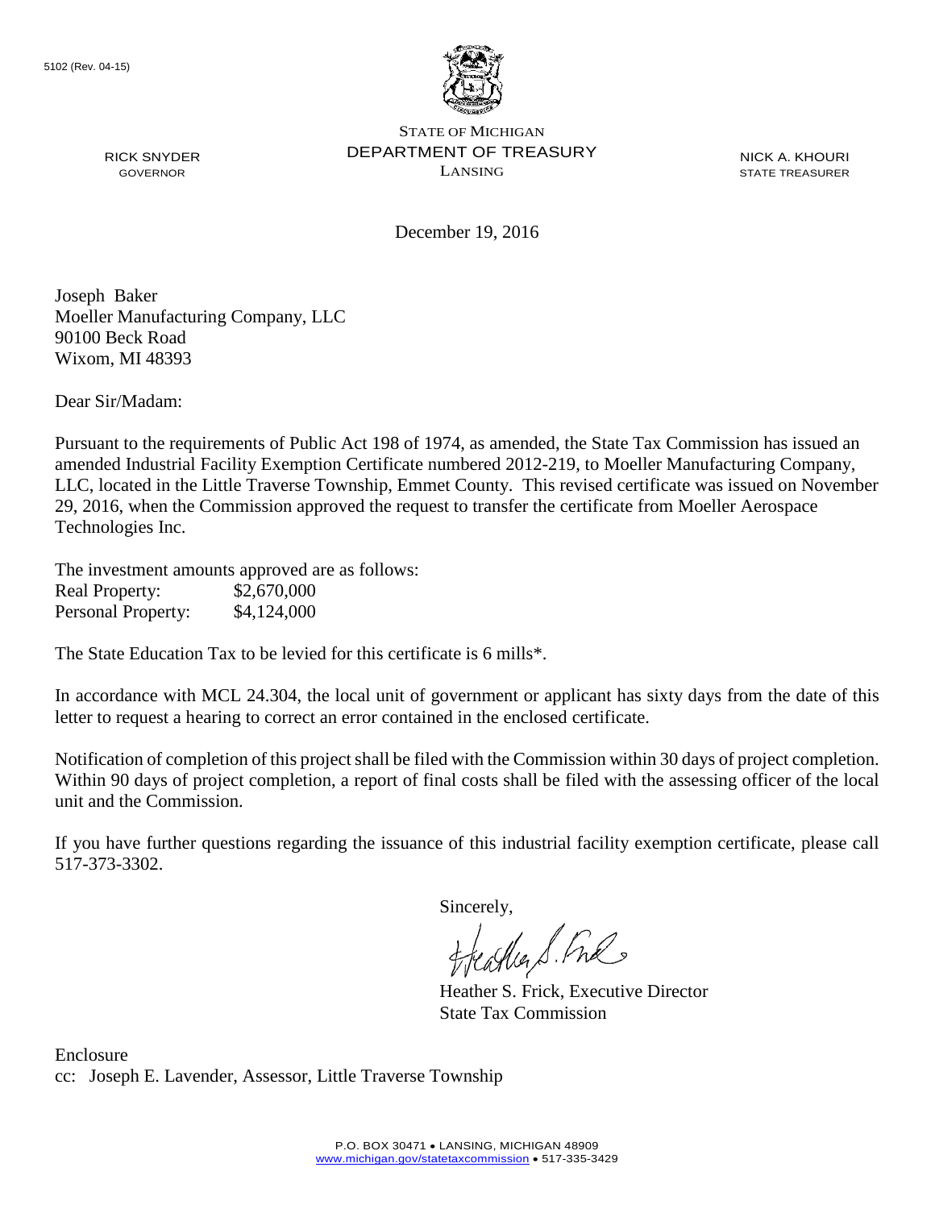5102 (Rev. 04-15)

STATE OF MICHIGAN
DEPARTMENT OF TREASURY
LANSING

RICK SNYDER
GOVERNOR

NICK A. KHOURI
STATE TREASURER

December 19, 2016

Joseph Baker
Moeller Manufacturing Company, LLC
90100 Beck Road
Wixom, MI 48393

Dear Sir/Madam:

Pursuant to the requirements of Public Act 198 of 1974, as amended, the State Tax Commission has issued an amended Industrial Facility Exemption Certificate numbered 2012-219, to Moeller Manufacturing Company, LLC, located in the Little Traverse Township, Emmet County. This revised certificate was issued on November 29, 2016, when the Commission approved the request to transfer the certificate from Moeller Aerospace Technologies Inc.

The investment amounts approved are as follows:

| | |
|---|---|
| Real Property: | $2,670,000 |
| Personal Property: | $4,124,000 |

The State Education Tax to be levied for this certificate is 6 mills*.

In accordance with MCL 24.304, the local unit of government or applicant has sixty days from the date of this letter to request a hearing to correct an error contained in the enclosed certificate.

Notification of completion of this project shall be filed with the Commission within 30 days of project completion. Within 90 days of project completion, a report of final costs shall be filed with the assessing officer of the local unit and the Commission.

If you have further questions regarding the issuance of this industrial facility exemption certificate, please call 517-373-3302.

Sincerely,

Heather S. Frick, Executive Director
State Tax Commission

Enclosure
cc: Joseph E. Lavender, Assessor, Little Traverse Township

P.O. BOX 30471 • LANSING, MICHIGAN 48909
www.michigan.gov/statetaxcommission • 517-335-3429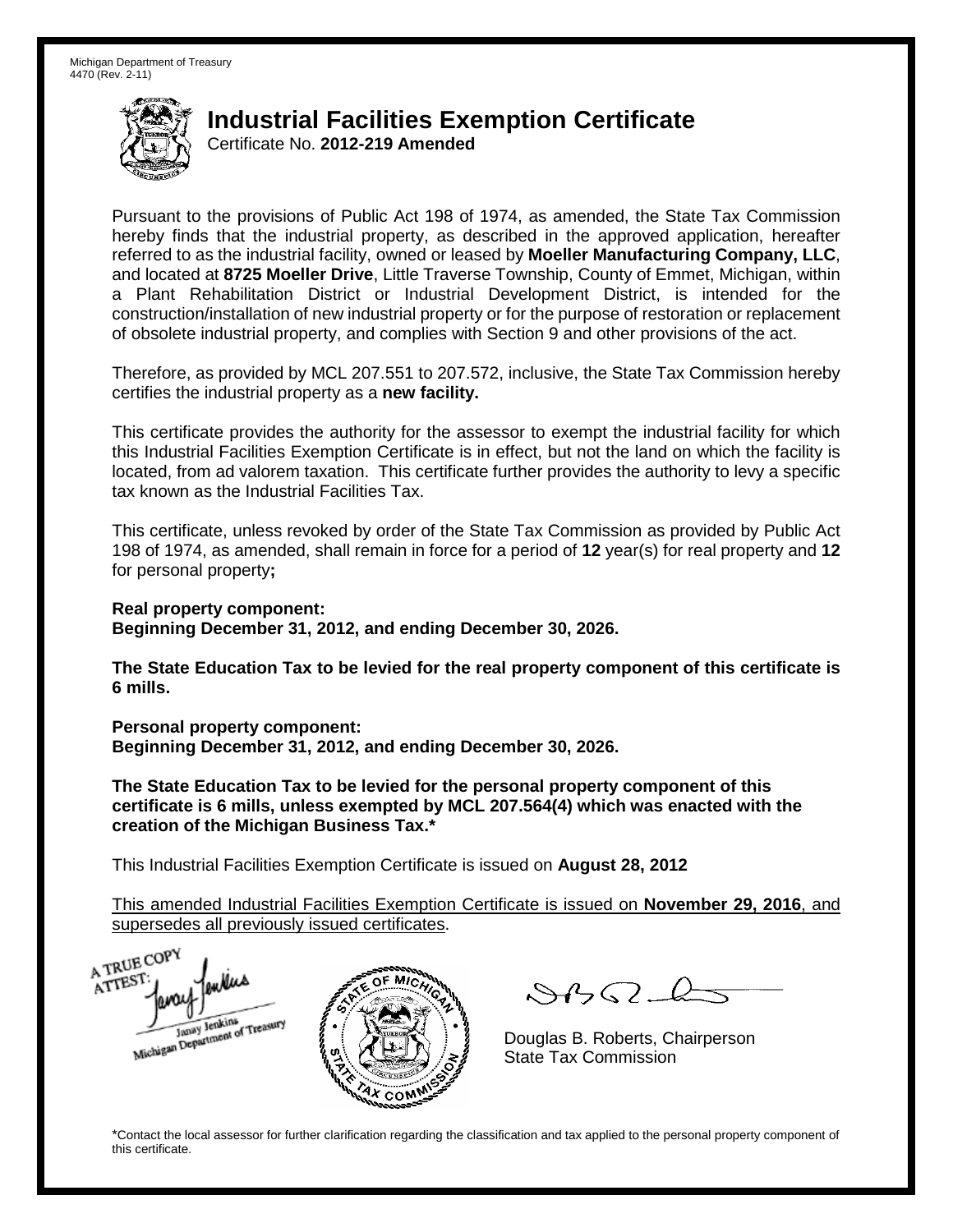Michigan Department of Treasury
4470 (Rev. 2-11)

# Industrial Facilities Exemption Certificate

Certificate No. **2012-219 Amended**

Pursuant to the provisions of Public Act 198 of 1974, as amended, the State Tax Commission hereby finds that the industrial property, as described in the approved application, hereafter referred to as the industrial facility, owned or leased by **Moeller Manufacturing Company, LLC**, and located at **8725 Moeller Drive**, Little Traverse Township, County of Emmet, Michigan, within a Plant Rehabilitation District or Industrial Development District, is intended for the construction/installation of new industrial property or for the purpose of restoration or replacement of obsolete industrial property, and complies with Section 9 and other provisions of the act.

Therefore, as provided by MCL 207.551 to 207.572, inclusive, the State Tax Commission hereby certifies the industrial property as a **new facility.**

This certificate provides the authority for the assessor to exempt the industrial facility for which this Industrial Facilities Exemption Certificate is in effect, but not the land on which the facility is located, from ad valorem taxation. This certificate further provides the authority to levy a specific tax known as the Industrial Facilities Tax.

This certificate, unless revoked by order of the State Tax Commission as provided by Public Act 198 of 1974, as amended, shall remain in force for a period of **12** year(s) for real property and **12** for personal property**;**

**Real property component:**
**Beginning December 31, 2012, and ending December 30, 2026.**

**The State Education Tax to be levied for the real property component of this certificate is 6 mills.**

**Personal property component:**
**Beginning December 31, 2012, and ending December 30, 2026.**

**The State Education Tax to be levied for the personal property component of this certificate is 6 mills, unless exempted by MCL 207.564(4) which was enacted with the creation of the Michigan Business Tax.***

This Industrial Facilities Exemption Certificate is issued on **August 28, 2012**

This amended Industrial Facilities Exemption Certificate is issued on **November 29, 2016**, and supersedes all previously issued certificates.

A TRUE COPY
ATTEST:
Janay Jenkins
Michigan Department of Treasury

Douglas B. Roberts, Chairperson
State Tax Commission

*Contact the local assessor for further clarification regarding the classification and tax applied to the personal property component of this certificate.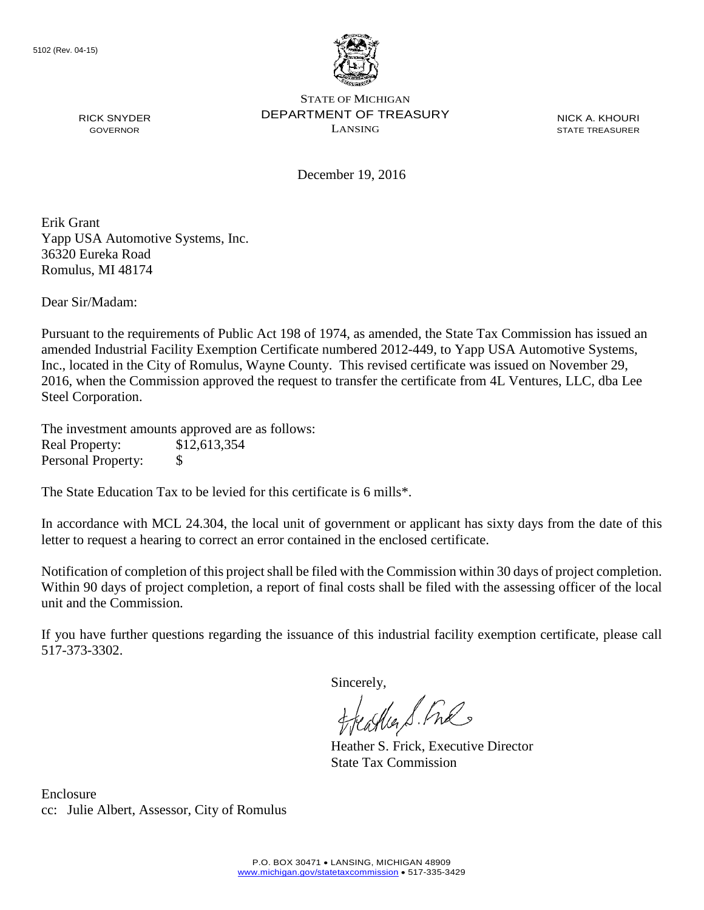5102 (Rev. 04-15)

STATE OF MICHIGAN
DEPARTMENT OF TREASURY
LANSING

RICK SNYDER
GOVERNOR

NICK A. KHOURI
STATE TREASURER

December 19, 2016

Erik Grant
Yapp USA Automotive Systems, Inc.
36320 Eureka Road
Romulus, MI 48174

Dear Sir/Madam:

Pursuant to the requirements of Public Act 198 of 1974, as amended, the State Tax Commission has issued an amended Industrial Facility Exemption Certificate numbered 2012-449, to Yapp USA Automotive Systems, Inc., located in the City of Romulus, Wayne County. This revised certificate was issued on November 29, 2016, when the Commission approved the request to transfer the certificate from 4L Ventures, LLC, dba Lee Steel Corporation.

The investment amounts approved are as follows:

| | |
|---|---|
| Real Property: | $12,613,354 |
| Personal Property: | $ |

The State Education Tax to be levied for this certificate is 6 mills*.

In accordance with MCL 24.304, the local unit of government or applicant has sixty days from the date of this letter to request a hearing to correct an error contained in the enclosed certificate.

Notification of completion of this project shall be filed with the Commission within 30 days of project completion. Within 90 days of project completion, a report of final costs shall be filed with the assessing officer of the local unit and the Commission.

If you have further questions regarding the issuance of this industrial facility exemption certificate, please call 517-373-3302.

Sincerely,

Heather S. Frick, Executive Director
State Tax Commission

Enclosure
cc: Julie Albert, Assessor, City of Romulus

P.O. BOX 30471 • LANSING, MICHIGAN 48909
www.michigan.gov/statetaxcommission • 517-335-3429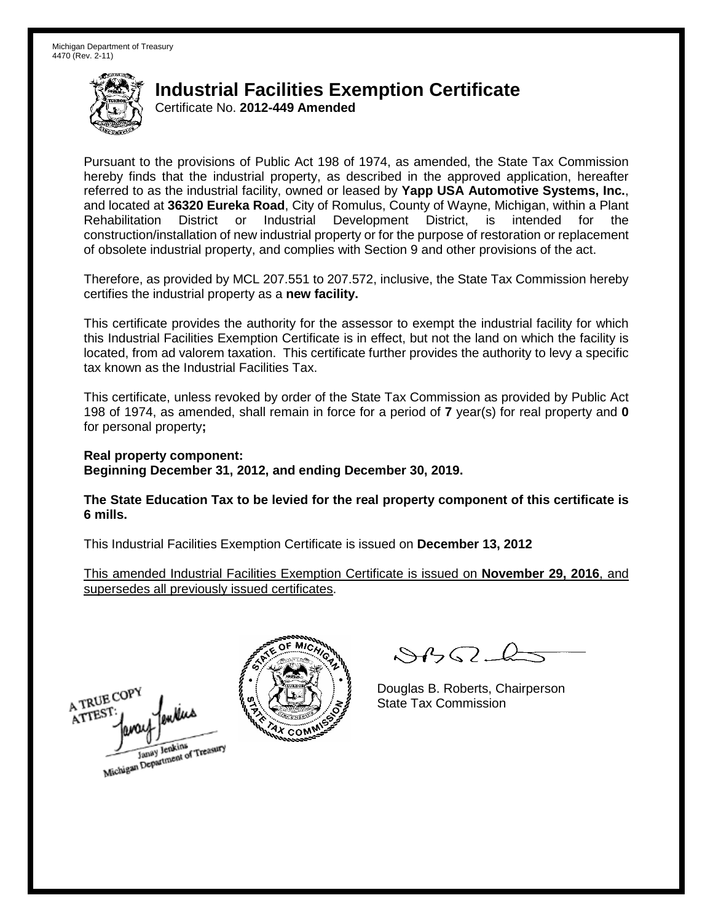Michigan Department of Treasury
4470 (Rev. 2-11)

# Industrial Facilities Exemption Certificate

Certificate No. **2012-449 Amended**

Pursuant to the provisions of Public Act 198 of 1974, as amended, the State Tax Commission hereby finds that the industrial property, as described in the approved application, hereafter referred to as the industrial facility, owned or leased by **Yapp USA Automotive Systems, Inc.**, and located at **36320 Eureka Road**, City of Romulus, County of Wayne, Michigan, within a Plant Rehabilitation District or Industrial Development District, is intended for the construction/installation of new industrial property or for the purpose of restoration or replacement of obsolete industrial property, and complies with Section 9 and other provisions of the act.

Therefore, as provided by MCL 207.551 to 207.572, inclusive, the State Tax Commission hereby certifies the industrial property as a **new facility.**

This certificate provides the authority for the assessor to exempt the industrial facility for which this Industrial Facilities Exemption Certificate is in effect, but not the land on which the facility is located, from ad valorem taxation. This certificate further provides the authority to levy a specific tax known as the Industrial Facilities Tax.

This certificate, unless revoked by order of the State Tax Commission as provided by Public Act 198 of 1974, as amended, shall remain in force for a period of **7** year(s) for real property and **0** for personal property**;**

**Real property component:**
**Beginning December 31, 2012, and ending December 30, 2019.**

**The State Education Tax to be levied for the real property component of this certificate is 6 mills.**

This Industrial Facilities Exemption Certificate is issued on **December 13, 2012**

This amended Industrial Facilities Exemption Certificate is issued on **November 29, 2016**, and supersedes all previously issued certificates.

A TRUE COPY
ATTEST:
Janay Jenkins
Michigan Department of Treasury

Douglas B. Roberts, Chairperson
State Tax Commission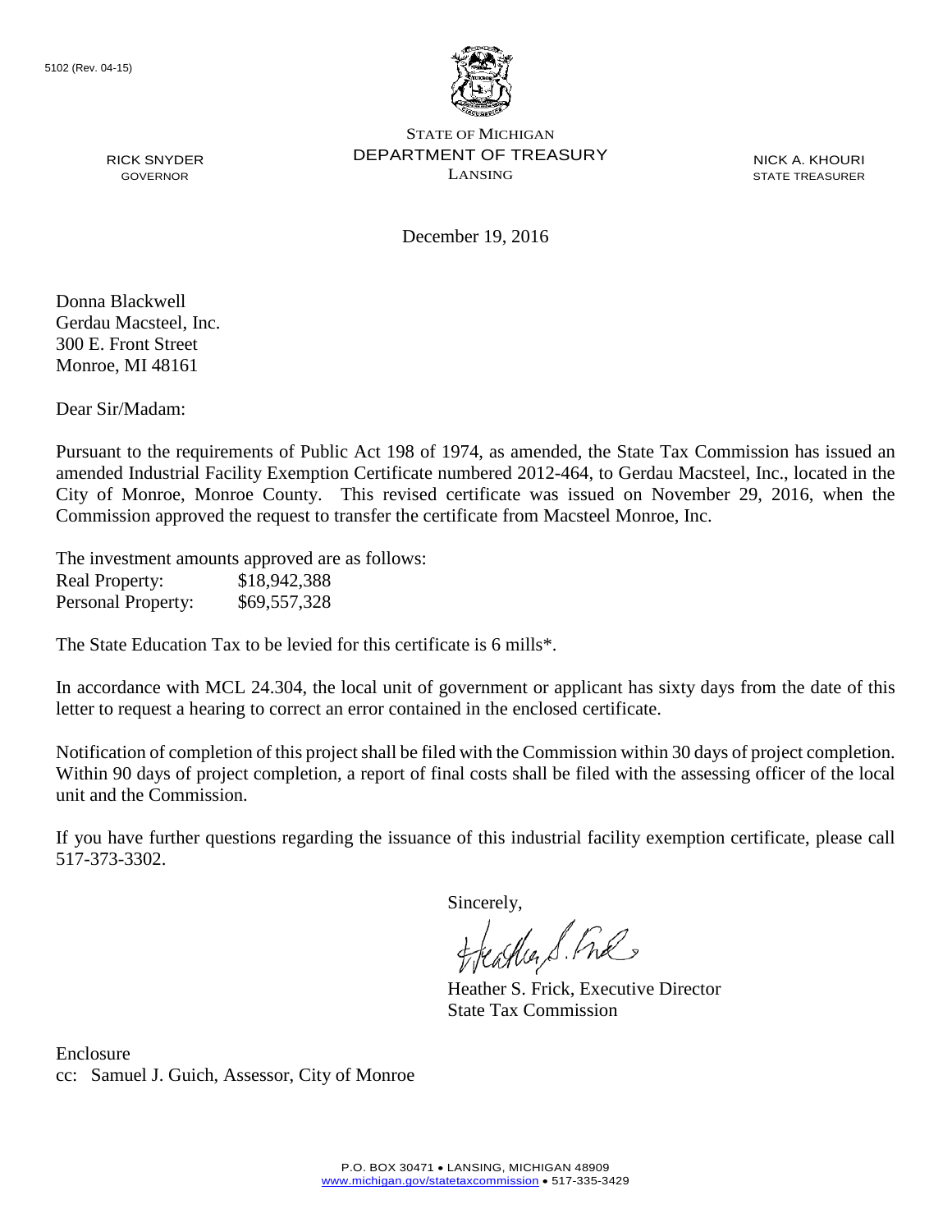5102 (Rev. 04-15)

STATE OF MICHIGAN
DEPARTMENT OF TREASURY
LANSING

RICK SNYDER
GOVERNOR

NICK A. KHOURI
STATE TREASURER

December 19, 2016

Donna Blackwell
Gerdau Macsteel, Inc.
300 E. Front Street
Monroe, MI 48161

Dear Sir/Madam:

Pursuant to the requirements of Public Act 198 of 1974, as amended, the State Tax Commission has issued an amended Industrial Facility Exemption Certificate numbered 2012-464, to Gerdau Macsteel, Inc., located in the City of Monroe, Monroe County. This revised certificate was issued on November 29, 2016, when the Commission approved the request to transfer the certificate from Macsteel Monroe, Inc.

The investment amounts approved are as follows:

| | |
|---|---|
| Real Property: | $18,942,388 |
| Personal Property: | $69,557,328 |

The State Education Tax to be levied for this certificate is 6 mills*.

In accordance with MCL 24.304, the local unit of government or applicant has sixty days from the date of this letter to request a hearing to correct an error contained in the enclosed certificate.

Notification of completion of this project shall be filed with the Commission within 30 days of project completion. Within 90 days of project completion, a report of final costs shall be filed with the assessing officer of the local unit and the Commission.

If you have further questions regarding the issuance of this industrial facility exemption certificate, please call 517-373-3302.

Sincerely,

Heather S. Frick, Executive Director
State Tax Commission

Enclosure
cc: Samuel J. Guich, Assessor, City of Monroe

P.O. BOX 30471 • LANSING, MICHIGAN 48909
www.michigan.gov/statetaxcommission • 517-335-3429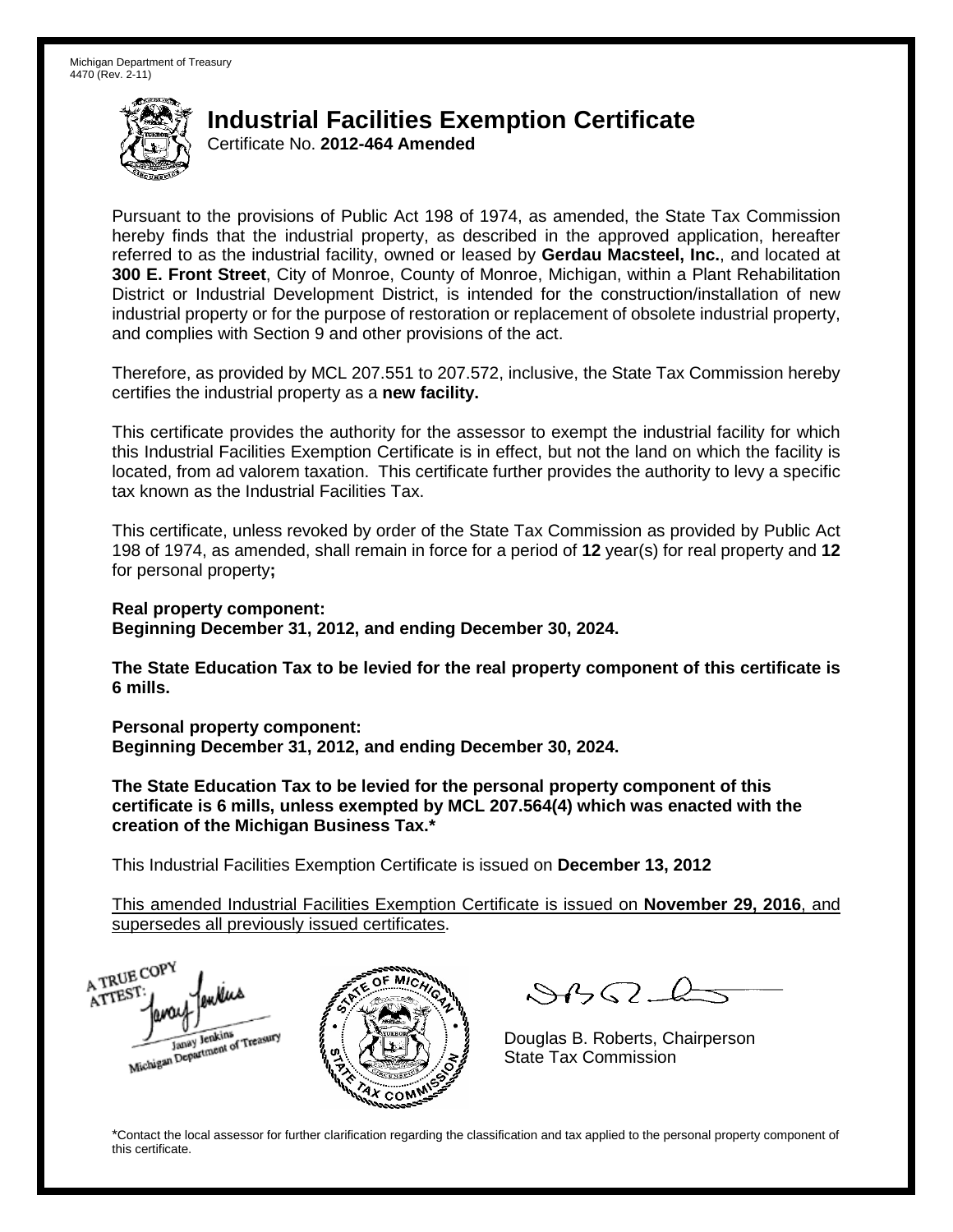Michigan Department of Treasury
4470 (Rev. 2-11)

# Industrial Facilities Exemption Certificate

Certificate No. **2012-464 Amended**

Pursuant to the provisions of Public Act 198 of 1974, as amended, the State Tax Commission hereby finds that the industrial property, as described in the approved application, hereafter referred to as the industrial facility, owned or leased by **Gerdau Macsteel, Inc.**, and located at **300 E. Front Street**, City of Monroe, County of Monroe, Michigan, within a Plant Rehabilitation District or Industrial Development District, is intended for the construction/installation of new industrial property or for the purpose of restoration or replacement of obsolete industrial property, and complies with Section 9 and other provisions of the act.

Therefore, as provided by MCL 207.551 to 207.572, inclusive, the State Tax Commission hereby certifies the industrial property as a **new facility.**

This certificate provides the authority for the assessor to exempt the industrial facility for which this Industrial Facilities Exemption Certificate is in effect, but not the land on which the facility is located, from ad valorem taxation. This certificate further provides the authority to levy a specific tax known as the Industrial Facilities Tax.

This certificate, unless revoked by order of the State Tax Commission as provided by Public Act 198 of 1974, as amended, shall remain in force for a period of **12** year(s) for real property and **12** for personal property**;**

**Real property component:**
**Beginning December 31, 2012, and ending December 30, 2024.**

**The State Education Tax to be levied for the real property component of this certificate is 6 mills.**

**Personal property component:**
**Beginning December 31, 2012, and ending December 30, 2024.**

**The State Education Tax to be levied for the personal property component of this certificate is 6 mills, unless exempted by MCL 207.564(4) which was enacted with the creation of the Michigan Business Tax.***

This Industrial Facilities Exemption Certificate is issued on **December 13, 2012**

This amended Industrial Facilities Exemption Certificate is issued on **November 29, 2016**, and supersedes all previously issued certificates.

A TRUE COPY
ATTEST:
Janay Jenkins
Michigan Department of Treasury

Douglas B. Roberts, Chairperson
State Tax Commission

*Contact the local assessor for further clarification regarding the classification and tax applied to the personal property component of this certificate.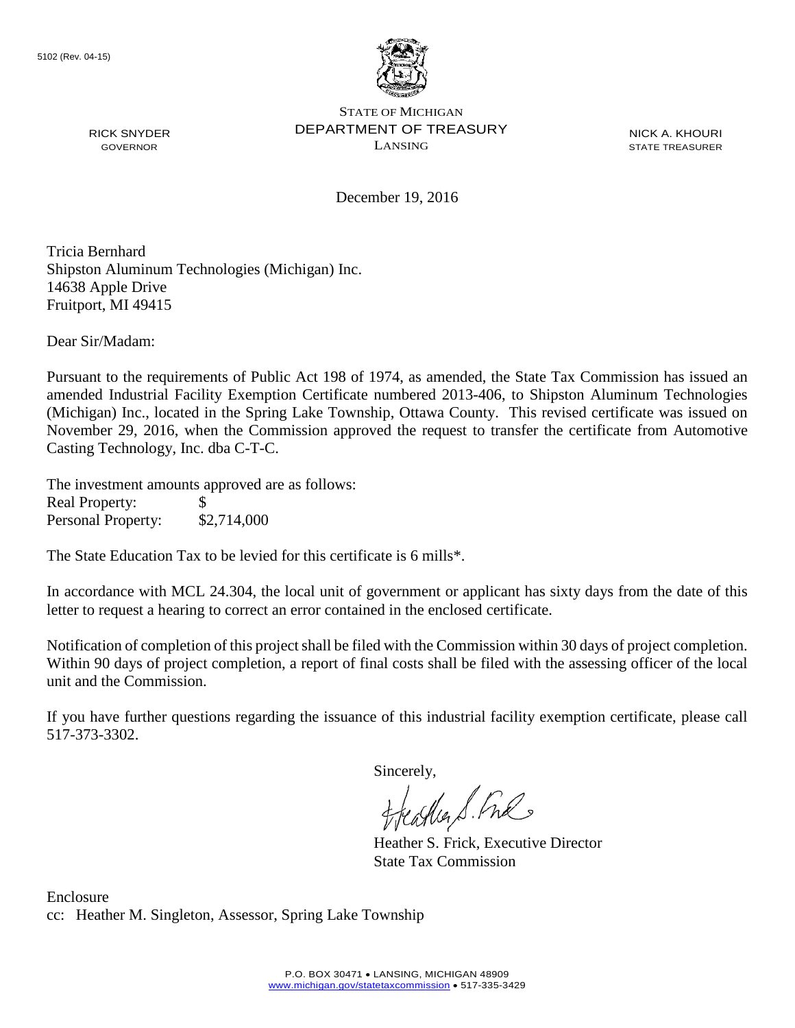5102 (Rev. 04-15)

STATE OF MICHIGAN
DEPARTMENT OF TREASURY
LANSING

RICK SNYDER
GOVERNOR

NICK A. KHOURI
STATE TREASURER

December 19, 2016

Tricia Bernhard
Shipston Aluminum Technologies (Michigan) Inc.
14638 Apple Drive
Fruitport, MI 49415

Dear Sir/Madam:

Pursuant to the requirements of Public Act 198 of 1974, as amended, the State Tax Commission has issued an amended Industrial Facility Exemption Certificate numbered 2013-406, to Shipston Aluminum Technologies (Michigan) Inc., located in the Spring Lake Township, Ottawa County. This revised certificate was issued on November 29, 2016, when the Commission approved the request to transfer the certificate from Automotive Casting Technology, Inc. dba C-T-C.

The investment amounts approved are as follows:
Real Property: $
Personal Property: $2,714,000

The State Education Tax to be levied for this certificate is 6 mills*.

In accordance with MCL 24.304, the local unit of government or applicant has sixty days from the date of this letter to request a hearing to correct an error contained in the enclosed certificate.

Notification of completion of this project shall be filed with the Commission within 30 days of project completion. Within 90 days of project completion, a report of final costs shall be filed with the assessing officer of the local unit and the Commission.

If you have further questions regarding the issuance of this industrial facility exemption certificate, please call 517-373-3302.

Sincerely,

Heather S. Frick, Executive Director
State Tax Commission

Enclosure
cc: Heather M. Singleton, Assessor, Spring Lake Township

P.O. BOX 30471 • LANSING, MICHIGAN 48909
www.michigan.gov/statetaxcommission • 517-335-3429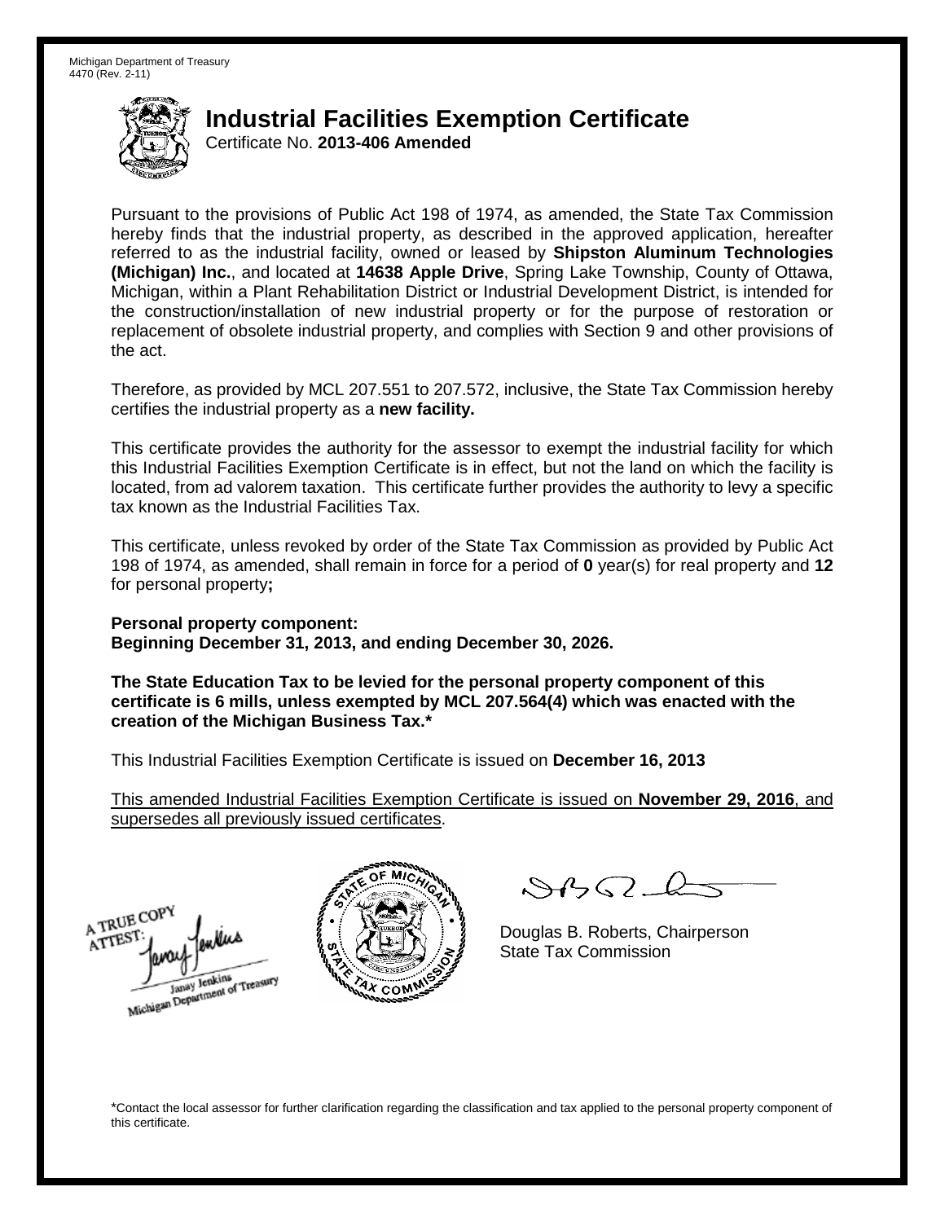Michigan Department of Treasury
4470 (Rev. 2-11)

# Industrial Facilities Exemption Certificate

Certificate No. **2013-406 Amended**

Pursuant to the provisions of Public Act 198 of 1974, as amended, the State Tax Commission hereby finds that the industrial property, as described in the approved application, hereafter referred to as the industrial facility, owned or leased by **Shipston Aluminum Technologies (Michigan) Inc.**, and located at **14638 Apple Drive**, Spring Lake Township, County of Ottawa, Michigan, within a Plant Rehabilitation District or Industrial Development District, is intended for the construction/installation of new industrial property or for the purpose of restoration or replacement of obsolete industrial property, and complies with Section 9 and other provisions of the act.

Therefore, as provided by MCL 207.551 to 207.572, inclusive, the State Tax Commission hereby certifies the industrial property as a **new facility.**

This certificate provides the authority for the assessor to exempt the industrial facility for which this Industrial Facilities Exemption Certificate is in effect, but not the land on which the facility is located, from ad valorem taxation. This certificate further provides the authority to levy a specific tax known as the Industrial Facilities Tax.

This certificate, unless revoked by order of the State Tax Commission as provided by Public Act 198 of 1974, as amended, shall remain in force for a period of **0** year(s) for real property and **12** for personal property**;**

**Personal property component:**
**Beginning December 31, 2013, and ending December 30, 2026.**

**The State Education Tax to be levied for the personal property component of this certificate is 6 mills, unless exempted by MCL 207.564(4) which was enacted with the creation of the Michigan Business Tax.***

This Industrial Facilities Exemption Certificate is issued on **December 16, 2013**

This amended Industrial Facilities Exemption Certificate is issued on **November 29, 2016**, and supersedes all previously issued certificates.

A TRUE COPY
ATTEST:
Janay Jenkins
Michigan Department of Treasury

Douglas B. Roberts, Chairperson
State Tax Commission

*Contact the local assessor for further clarification regarding the classification and tax applied to the personal property component of this certificate.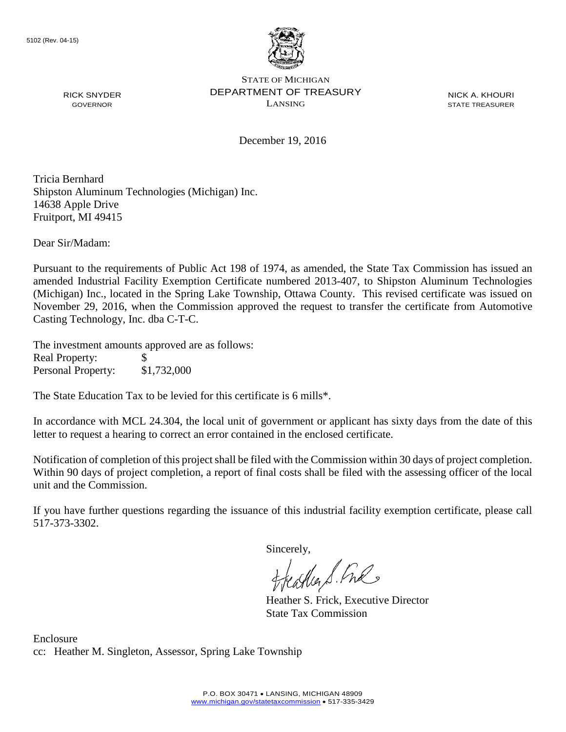5102 (Rev. 04-15)

STATE OF MICHIGAN
DEPARTMENT OF TREASURY
LANSING

RICK SNYDER
GOVERNOR

NICK A. KHOURI
STATE TREASURER

December 19, 2016

Tricia Bernhard
Shipston Aluminum Technologies (Michigan) Inc.
14638 Apple Drive
Fruitport, MI 49415

Dear Sir/Madam:

Pursuant to the requirements of Public Act 198 of 1974, as amended, the State Tax Commission has issued an amended Industrial Facility Exemption Certificate numbered 2013-407, to Shipston Aluminum Technologies (Michigan) Inc., located in the Spring Lake Township, Ottawa County. This revised certificate was issued on November 29, 2016, when the Commission approved the request to transfer the certificate from Automotive Casting Technology, Inc. dba C-T-C.

The investment amounts approved are as follows:

Real Property: $
Personal Property: $1,732,000

The State Education Tax to be levied for this certificate is 6 mills*.

In accordance with MCL 24.304, the local unit of government or applicant has sixty days from the date of this letter to request a hearing to correct an error contained in the enclosed certificate.

Notification of completion of this project shall be filed with the Commission within 30 days of project completion. Within 90 days of project completion, a report of final costs shall be filed with the assessing officer of the local unit and the Commission.

If you have further questions regarding the issuance of this industrial facility exemption certificate, please call 517-373-3302.

Sincerely,

Heather S. Frick, Executive Director
State Tax Commission

Enclosure
cc: Heather M. Singleton, Assessor, Spring Lake Township

P.O. BOX 30471 • LANSING, MICHIGAN 48909
www.michigan.gov/statetaxcommission • 517-335-3429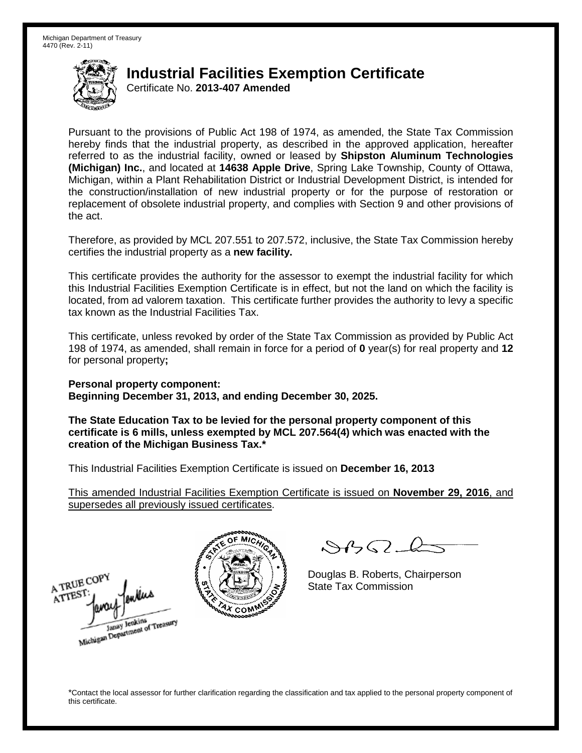Michigan Department of Treasury
4470 (Rev. 2-11)

# Industrial Facilities Exemption Certificate

Certificate No. **2013-407 Amended**

Pursuant to the provisions of Public Act 198 of 1974, as amended, the State Tax Commission hereby finds that the industrial property, as described in the approved application, hereafter referred to as the industrial facility, owned or leased by **Shipston Aluminum Technologies (Michigan) Inc.**, and located at **14638 Apple Drive**, Spring Lake Township, County of Ottawa, Michigan, within a Plant Rehabilitation District or Industrial Development District, is intended for the construction/installation of new industrial property or for the purpose of restoration or replacement of obsolete industrial property, and complies with Section 9 and other provisions of the act.

Therefore, as provided by MCL 207.551 to 207.572, inclusive, the State Tax Commission hereby certifies the industrial property as a **new facility.**

This certificate provides the authority for the assessor to exempt the industrial facility for which this Industrial Facilities Exemption Certificate is in effect, but not the land on which the facility is located, from ad valorem taxation. This certificate further provides the authority to levy a specific tax known as the Industrial Facilities Tax.

This certificate, unless revoked by order of the State Tax Commission as provided by Public Act 198 of 1974, as amended, shall remain in force for a period of **0** year(s) for real property and **12** for personal property**;**

**Personal property component:**
**Beginning December 31, 2013, and ending December 30, 2025.**

**The State Education Tax to be levied for the personal property component of this certificate is 6 mills, unless exempted by MCL 207.564(4) which was enacted with the creation of the Michigan Business Tax.***

This Industrial Facilities Exemption Certificate is issued on **December 16, 2013**

This amended Industrial Facilities Exemption Certificate is issued on **November 29, 2016**, and supersedes all previously issued certificates.

A TRUE COPY
ATTEST:
Janay Jenkins
Michigan Department of Treasury

Douglas B. Roberts, Chairperson
State Tax Commission

*Contact the local assessor for further clarification regarding the classification and tax applied to the personal property component of this certificate.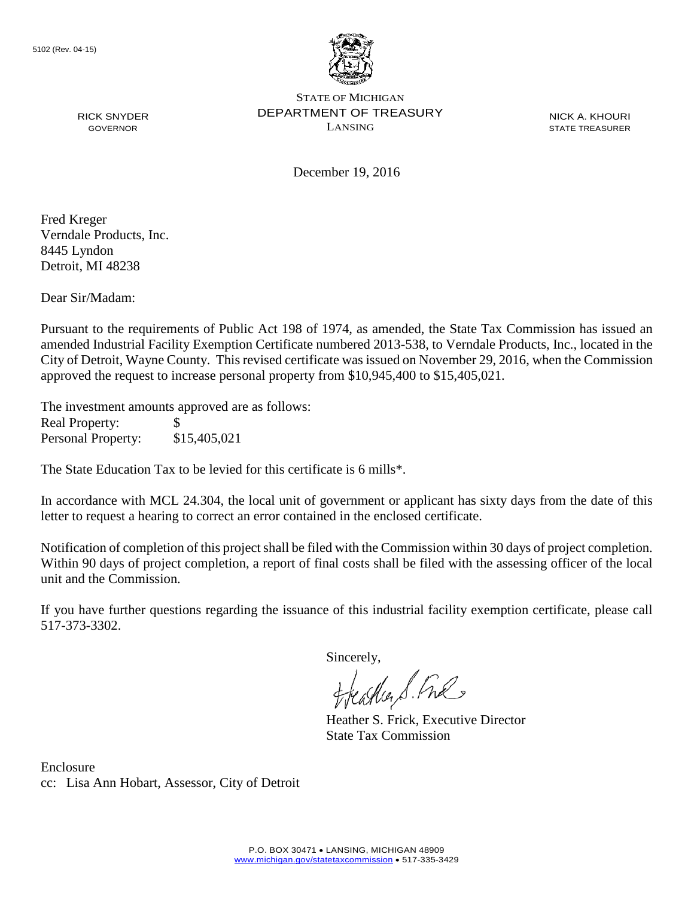5102 (Rev. 04-15)

STATE OF MICHIGAN
DEPARTMENT OF TREASURY
LANSING

RICK SNYDER
GOVERNOR

NICK A. KHOURI
STATE TREASURER

December 19, 2016

Fred Kreger
Verndale Products, Inc.
8445 Lyndon
Detroit, MI 48238

Dear Sir/Madam:

Pursuant to the requirements of Public Act 198 of 1974, as amended, the State Tax Commission has issued an amended Industrial Facility Exemption Certificate numbered 2013-538, to Verndale Products, Inc., located in the City of Detroit, Wayne County. This revised certificate was issued on November 29, 2016, when the Commission approved the request to increase personal property from $10,945,400 to $15,405,021.

The investment amounts approved are as follows:

| | |
|---|---|
| Real Property: | $ |
| Personal Property: | $15,405,021 |

The State Education Tax to be levied for this certificate is 6 mills*.

In accordance with MCL 24.304, the local unit of government or applicant has sixty days from the date of this letter to request a hearing to correct an error contained in the enclosed certificate.

Notification of completion of this project shall be filed with the Commission within 30 days of project completion. Within 90 days of project completion, a report of final costs shall be filed with the assessing officer of the local unit and the Commission.

If you have further questions regarding the issuance of this industrial facility exemption certificate, please call 517-373-3302.

Sincerely,

Heather S. Frick, Executive Director
State Tax Commission

Enclosure
cc: Lisa Ann Hobart, Assessor, City of Detroit

P.O. BOX 30471 • LANSING, MICHIGAN 48909
www.michigan.gov/statetaxcommission • 517-335-3429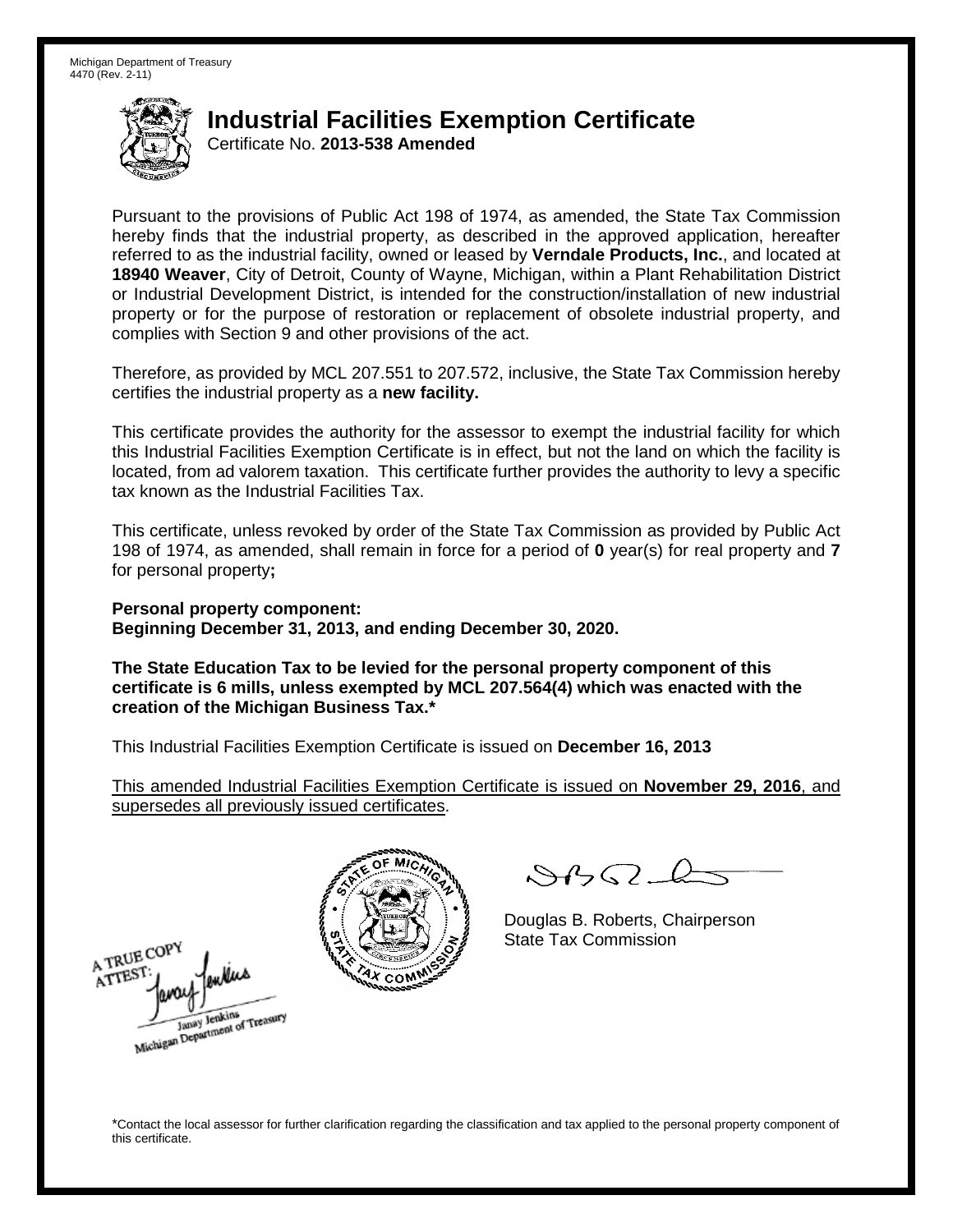Michigan Department of Treasury
4470 (Rev. 2-11)

# Industrial Facilities Exemption Certificate

Certificate No. **2013-538 Amended**

Pursuant to the provisions of Public Act 198 of 1974, as amended, the State Tax Commission hereby finds that the industrial property, as described in the approved application, hereafter referred to as the industrial facility, owned or leased by **Verndale Products, Inc.**, and located at **18940 Weaver**, City of Detroit, County of Wayne, Michigan, within a Plant Rehabilitation District or Industrial Development District, is intended for the construction/installation of new industrial property or for the purpose of restoration or replacement of obsolete industrial property, and complies with Section 9 and other provisions of the act.

Therefore, as provided by MCL 207.551 to 207.572, inclusive, the State Tax Commission hereby certifies the industrial property as a **new facility.**

This certificate provides the authority for the assessor to exempt the industrial facility for which this Industrial Facilities Exemption Certificate is in effect, but not the land on which the facility is located, from ad valorem taxation. This certificate further provides the authority to levy a specific tax known as the Industrial Facilities Tax.

This certificate, unless revoked by order of the State Tax Commission as provided by Public Act 198 of 1974, as amended, shall remain in force for a period of **0** year(s) for real property and **7** for personal property**;**

**Personal property component:**
**Beginning December 31, 2013, and ending December 30, 2020.**

**The State Education Tax to be levied for the personal property component of this certificate is 6 mills, unless exempted by MCL 207.564(4) which was enacted with the creation of the Michigan Business Tax.***

This Industrial Facilities Exemption Certificate is issued on **December 16, 2013**

This amended Industrial Facilities Exemption Certificate is issued on **November 29, 2016**, and supersedes all previously issued certificates.

A TRUE COPY
ATTEST:
Janay Jenkins
Michigan Department of Treasury

Douglas B. Roberts, Chairperson
State Tax Commission

*Contact the local assessor for further clarification regarding the classification and tax applied to the personal property component of this certificate.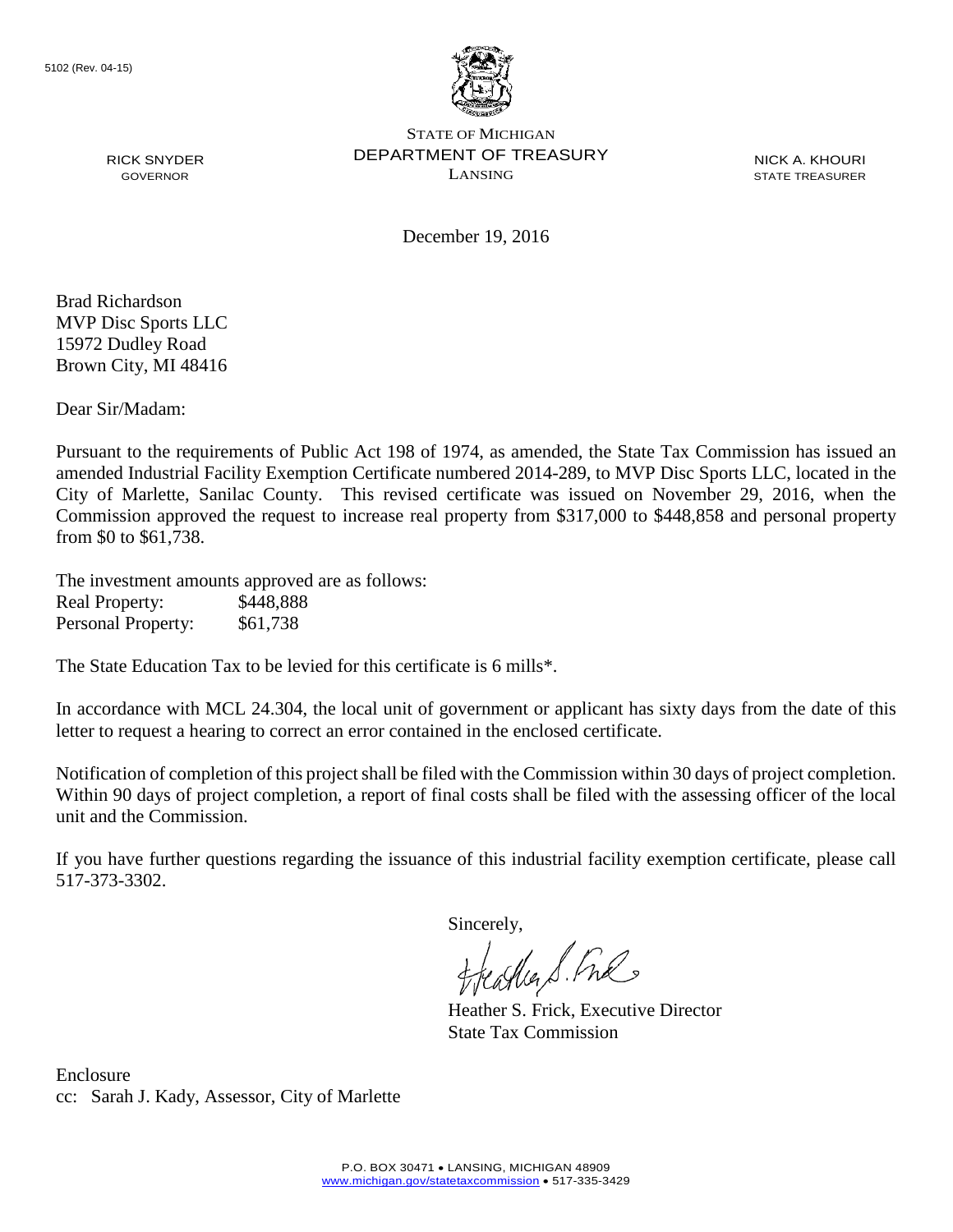5102 (Rev. 04-15)

STATE OF MICHIGAN
DEPARTMENT OF TREASURY
LANSING

RICK SNYDER
GOVERNOR

NICK A. KHOURI
STATE TREASURER

December 19, 2016

Brad Richardson
MVP Disc Sports LLC
15972 Dudley Road
Brown City, MI 48416

Dear Sir/Madam:

Pursuant to the requirements of Public Act 198 of 1974, as amended, the State Tax Commission has issued an amended Industrial Facility Exemption Certificate numbered 2014-289, to MVP Disc Sports LLC, located in the City of Marlette, Sanilac County. This revised certificate was issued on November 29, 2016, when the Commission approved the request to increase real property from $317,000 to $448,858 and personal property from $0 to $61,738.

The investment amounts approved are as follows:

| | |
|---|---|
| Real Property: | $448,888 |
| Personal Property: | $61,738 |

The State Education Tax to be levied for this certificate is 6 mills*.

In accordance with MCL 24.304, the local unit of government or applicant has sixty days from the date of this letter to request a hearing to correct an error contained in the enclosed certificate.

Notification of completion of this project shall be filed with the Commission within 30 days of project completion. Within 90 days of project completion, a report of final costs shall be filed with the assessing officer of the local unit and the Commission.

If you have further questions regarding the issuance of this industrial facility exemption certificate, please call 517-373-3302.

Sincerely,

Heather S. Frick, Executive Director
State Tax Commission

Enclosure
cc: Sarah J. Kady, Assessor, City of Marlette

P.O. BOX 30471 • LANSING, MICHIGAN 48909
www.michigan.gov/statetaxcommission • 517-335-3429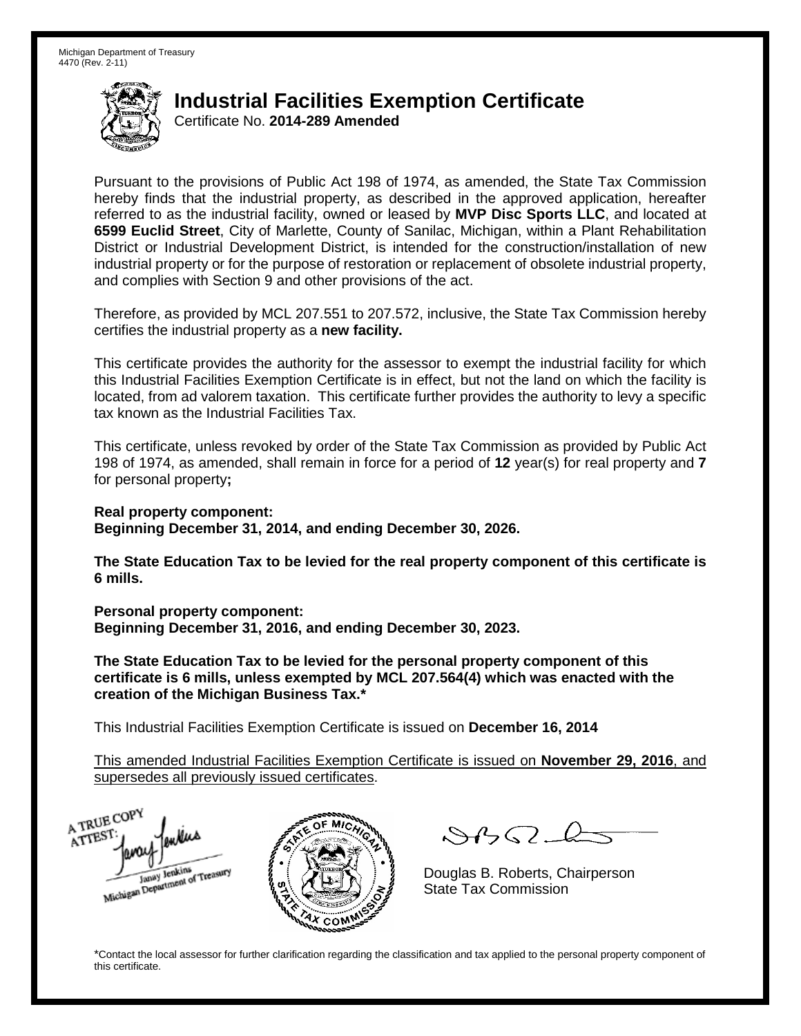Michigan Department of Treasury
4470 (Rev. 2-11)

# Industrial Facilities Exemption Certificate

Certificate No. **2014-289 Amended**

Pursuant to the provisions of Public Act 198 of 1974, as amended, the State Tax Commission hereby finds that the industrial property, as described in the approved application, hereafter referred to as the industrial facility, owned or leased by **MVP Disc Sports LLC**, and located at **6599 Euclid Street**, City of Marlette, County of Sanilac, Michigan, within a Plant Rehabilitation District or Industrial Development District, is intended for the construction/installation of new industrial property or for the purpose of restoration or replacement of obsolete industrial property, and complies with Section 9 and other provisions of the act.

Therefore, as provided by MCL 207.551 to 207.572, inclusive, the State Tax Commission hereby certifies the industrial property as a **new facility.**

This certificate provides the authority for the assessor to exempt the industrial facility for which this Industrial Facilities Exemption Certificate is in effect, but not the land on which the facility is located, from ad valorem taxation. This certificate further provides the authority to levy a specific tax known as the Industrial Facilities Tax.

This certificate, unless revoked by order of the State Tax Commission as provided by Public Act 198 of 1974, as amended, shall remain in force for a period of **12** year(s) for real property and **7** for personal property**;**

**Real property component:**
**Beginning December 31, 2014, and ending December 30, 2026.**

**The State Education Tax to be levied for the real property component of this certificate is 6 mills.**

**Personal property component:**
**Beginning December 31, 2016, and ending December 30, 2023.**

**The State Education Tax to be levied for the personal property component of this certificate is 6 mills, unless exempted by MCL 207.564(4) which was enacted with the creation of the Michigan Business Tax.***

This Industrial Facilities Exemption Certificate is issued on **December 16, 2014**

This amended Industrial Facilities Exemption Certificate is issued on **November 29, 2016**, and supersedes all previously issued certificates.

A TRUE COPY
ATTEST:
Janay Jenkins
Michigan Department of Treasury

Douglas B. Roberts, Chairperson
State Tax Commission

*Contact the local assessor for further clarification regarding the classification and tax applied to the personal property component of this certificate.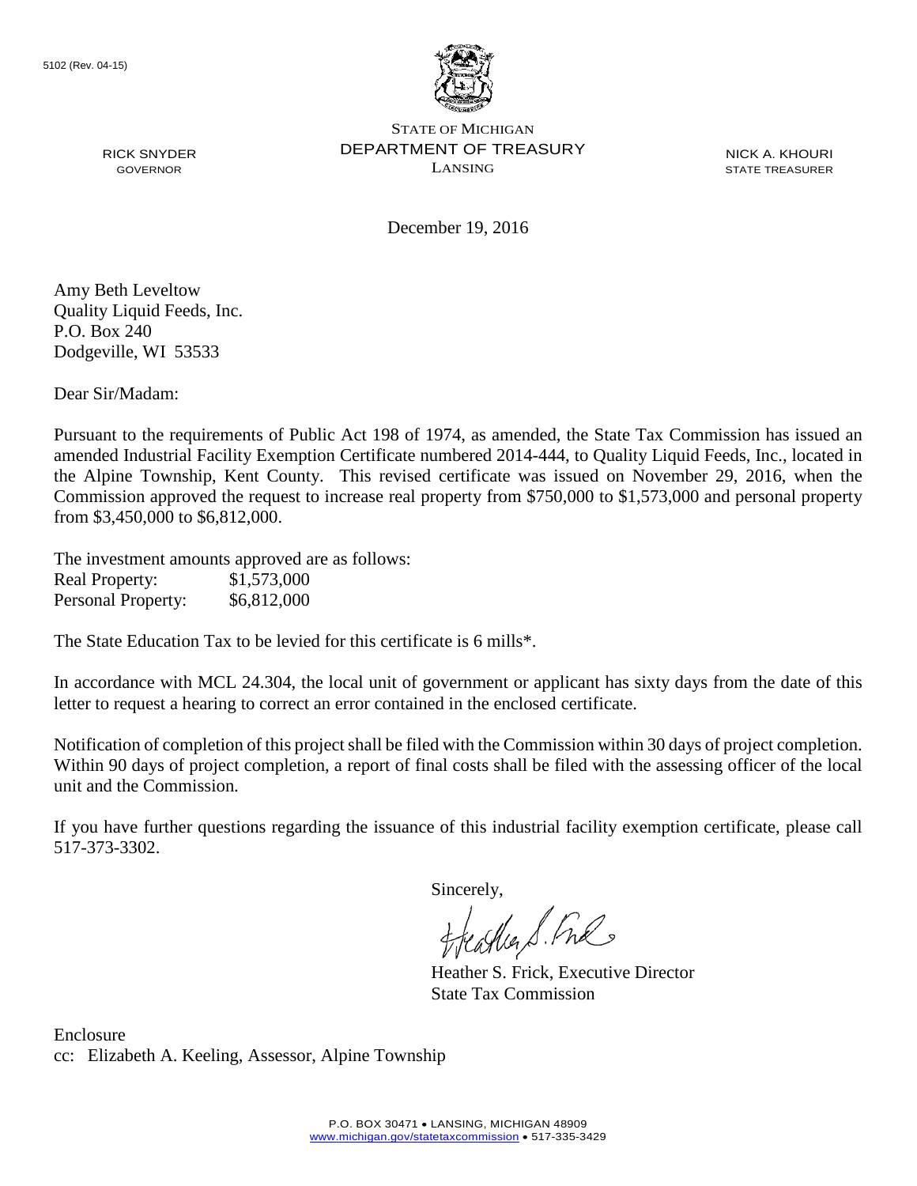5102 (Rev. 04-15)

RICK SNYDER
GOVERNOR

STATE OF MICHIGAN
DEPARTMENT OF TREASURY
LANSING

NICK A. KHOURI
STATE TREASURER

December 19, 2016

Amy Beth Leveltow
Quality Liquid Feeds, Inc.
P.O. Box 240
Dodgeville, WI 53533

Dear Sir/Madam:

Pursuant to the requirements of Public Act 198 of 1974, as amended, the State Tax Commission has issued an amended Industrial Facility Exemption Certificate numbered 2014-444, to Quality Liquid Feeds, Inc., located in the Alpine Township, Kent County. This revised certificate was issued on November 29, 2016, when the Commission approved the request to increase real property from $750,000 to $1,573,000 and personal property from $3,450,000 to $6,812,000.

The investment amounts approved are as follows:

| | |
|---|---|
| Real Property: | $1,573,000 |
| Personal Property: | $6,812,000 |

The State Education Tax to be levied for this certificate is 6 mills*.

In accordance with MCL 24.304, the local unit of government or applicant has sixty days from the date of this letter to request a hearing to correct an error contained in the enclosed certificate.

Notification of completion of this project shall be filed with the Commission within 30 days of project completion. Within 90 days of project completion, a report of final costs shall be filed with the assessing officer of the local unit and the Commission.

If you have further questions regarding the issuance of this industrial facility exemption certificate, please call 517-373-3302.

Sincerely,

Heather S. Frick, Executive Director
State Tax Commission

Enclosure
cc: Elizabeth A. Keeling, Assessor, Alpine Township

P.O. BOX 30471 • LANSING, MICHIGAN 48909
www.michigan.gov/statetaxcommission • 517-335-3429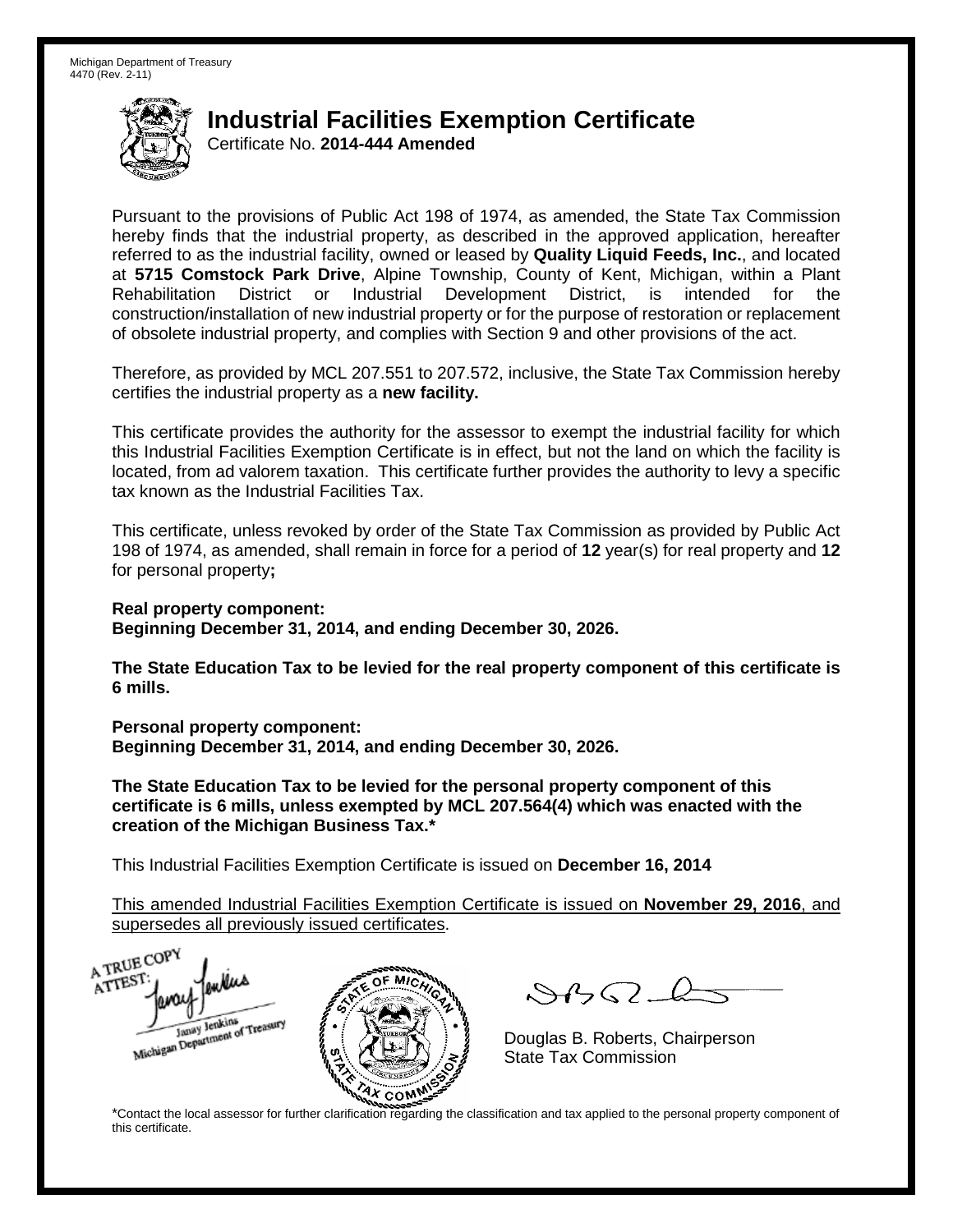Michigan Department of Treasury
4470 (Rev. 2-11)

# Industrial Facilities Exemption Certificate

Certificate No. **2014-444 Amended**

Pursuant to the provisions of Public Act 198 of 1974, as amended, the State Tax Commission hereby finds that the industrial property, as described in the approved application, hereafter referred to as the industrial facility, owned or leased by **Quality Liquid Feeds, Inc.**, and located at **5715 Comstock Park Drive**, Alpine Township, County of Kent, Michigan, within a Plant Rehabilitation District or Industrial Development District, is intended for the construction/installation of new industrial property or for the purpose of restoration or replacement of obsolete industrial property, and complies with Section 9 and other provisions of the act.

Therefore, as provided by MCL 207.551 to 207.572, inclusive, the State Tax Commission hereby certifies the industrial property as a **new facility.**

This certificate provides the authority for the assessor to exempt the industrial facility for which this Industrial Facilities Exemption Certificate is in effect, but not the land on which the facility is located, from ad valorem taxation. This certificate further provides the authority to levy a specific tax known as the Industrial Facilities Tax.

This certificate, unless revoked by order of the State Tax Commission as provided by Public Act 198 of 1974, as amended, shall remain in force for a period of **12** year(s) for real property and **12** for personal property**;**

**Real property component:**
**Beginning December 31, 2014, and ending December 30, 2026.**

**The State Education Tax to be levied for the real property component of this certificate is 6 mills.**

**Personal property component:**
**Beginning December 31, 2014, and ending December 30, 2026.**

**The State Education Tax to be levied for the personal property component of this certificate is 6 mills, unless exempted by MCL 207.564(4) which was enacted with the creation of the Michigan Business Tax.***

This Industrial Facilities Exemption Certificate is issued on **December 16, 2014**

This amended Industrial Facilities Exemption Certificate is issued on **November 29, 2016**, and supersedes all previously issued certificates.

A TRUE COPY
ATTEST:
Janay Jenkins
Michigan Department of Treasury

Douglas B. Roberts, Chairperson
State Tax Commission

*Contact the local assessor for further clarification regarding the classification and tax applied to the personal property component of this certificate.